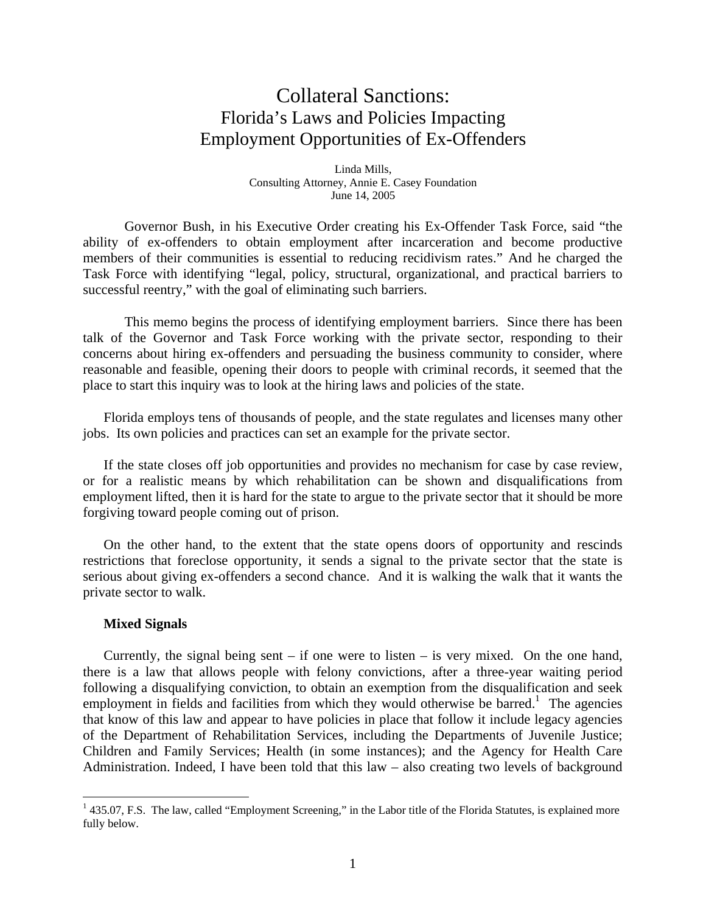# Collateral Sanctions:
## Florida's Laws and Policies Impacting Employment Opportunities of Ex-Offenders

Linda Mills,
Consulting Attorney, Annie E. Casey Foundation
June 14, 2005

Governor Bush, in his Executive Order creating his Ex-Offender Task Force, said "the ability of ex-offenders to obtain employment after incarceration and become productive members of their communities is essential to reducing recidivism rates." And he charged the Task Force with identifying "legal, policy, structural, organizational, and practical barriers to successful reentry," with the goal of eliminating such barriers.

This memo begins the process of identifying employment barriers. Since there has been talk of the Governor and Task Force working with the private sector, responding to their concerns about hiring ex-offenders and persuading the business community to consider, where reasonable and feasible, opening their doors to people with criminal records, it seemed that the place to start this inquiry was to look at the hiring laws and policies of the state.

Florida employs tens of thousands of people, and the state regulates and licenses many other jobs. Its own policies and practices can set an example for the private sector.

If the state closes off job opportunities and provides no mechanism for case by case review, or for a realistic means by which rehabilitation can be shown and disqualifications from employment lifted, then it is hard for the state to argue to the private sector that it should be more forgiving toward people coming out of prison.

On the other hand, to the extent that the state opens doors of opportunity and rescinds restrictions that foreclose opportunity, it sends a signal to the private sector that the state is serious about giving ex-offenders a second chance. And it is walking the walk that it wants the private sector to walk.

**Mixed Signals**

Currently, the signal being sent – if one were to listen – is very mixed. On the one hand, there is a law that allows people with felony convictions, after a three-year waiting period following a disqualifying conviction, to obtain an exemption from the disqualification and seek employment in fields and facilities from which they would otherwise be barred.[1] The agencies that know of this law and appear to have policies in place that follow it include legacy agencies of the Department of Rehabilitation Services, including the Departments of Juvenile Justice; Children and Family Services; Health (in some instances); and the Agency for Health Care Administration. Indeed, I have been told that this law – also creating two levels of background

[1] 435.07, F.S. The law, called "Employment Screening," in the Labor title of the Florida Statutes, is explained more fully below.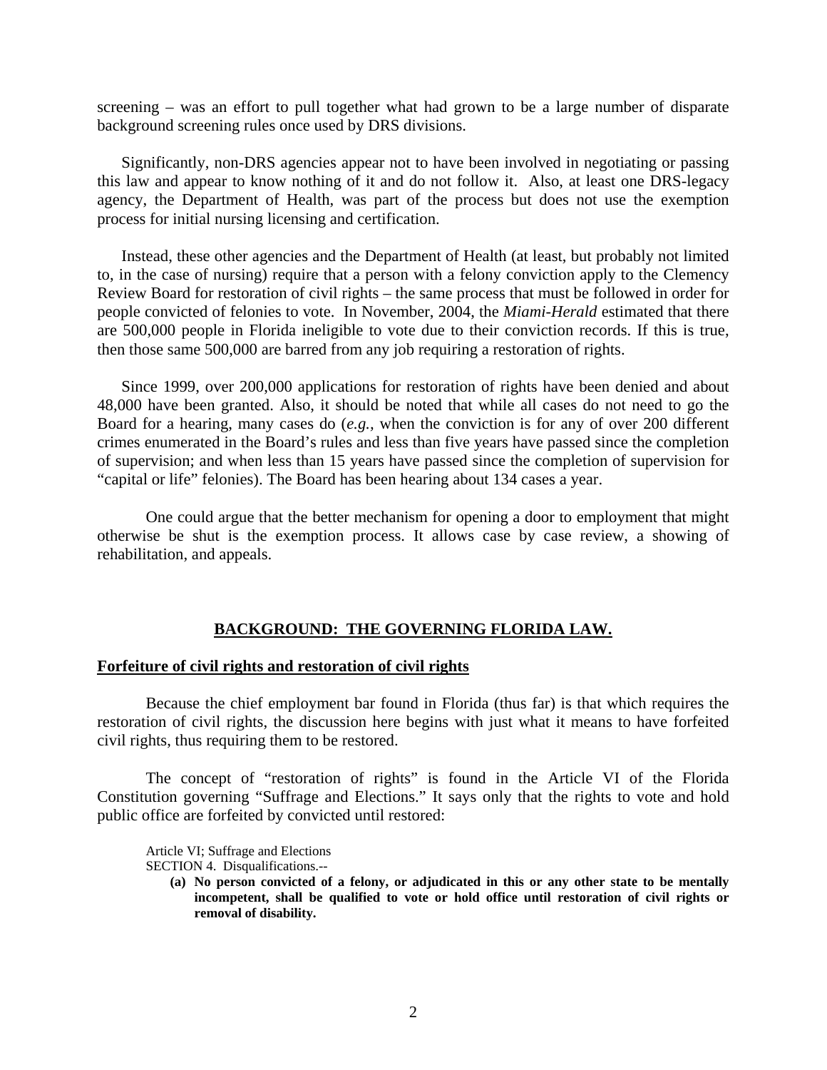screening – was an effort to pull together what had grown to be a large number of disparate background screening rules once used by DRS divisions.

Significantly, non-DRS agencies appear not to have been involved in negotiating or passing this law and appear to know nothing of it and do not follow it. Also, at least one DRS-legacy agency, the Department of Health, was part of the process but does not use the exemption process for initial nursing licensing and certification.

Instead, these other agencies and the Department of Health (at least, but probably not limited to, in the case of nursing) require that a person with a felony conviction apply to the Clemency Review Board for restoration of civil rights – the same process that must be followed in order for people convicted of felonies to vote. In November, 2004, the *Miami-Herald* estimated that there are 500,000 people in Florida ineligible to vote due to their conviction records. If this is true, then those same 500,000 are barred from any job requiring a restoration of rights.

Since 1999, over 200,000 applications for restoration of rights have been denied and about 48,000 have been granted. Also, it should be noted that while all cases do not need to go the Board for a hearing, many cases do (*e.g.*, when the conviction is for any of over 200 different crimes enumerated in the Board's rules and less than five years have passed since the completion of supervision; and when less than 15 years have passed since the completion of supervision for "capital or life" felonies). The Board has been hearing about 134 cases a year.

One could argue that the better mechanism for opening a door to employment that might otherwise be shut is the exemption process. It allows case by case review, a showing of rehabilitation, and appeals.

## BACKGROUND: THE GOVERNING FLORIDA LAW.

### Forfeiture of civil rights and restoration of civil rights

Because the chief employment bar found in Florida (thus far) is that which requires the restoration of civil rights, the discussion here begins with just what it means to have forfeited civil rights, thus requiring them to be restored.

The concept of "restoration of rights" is found in the Article VI of the Florida Constitution governing "Suffrage and Elections." It says only that the rights to vote and hold public office are forfeited by convicted until restored:

Article VI; Suffrage and Elections
SECTION 4. Disqualifications.--

**(a) No person convicted of a felony, or adjudicated in this or any other state to be mentally incompetent, shall be qualified to vote or hold office until restoration of civil rights or removal of disability.**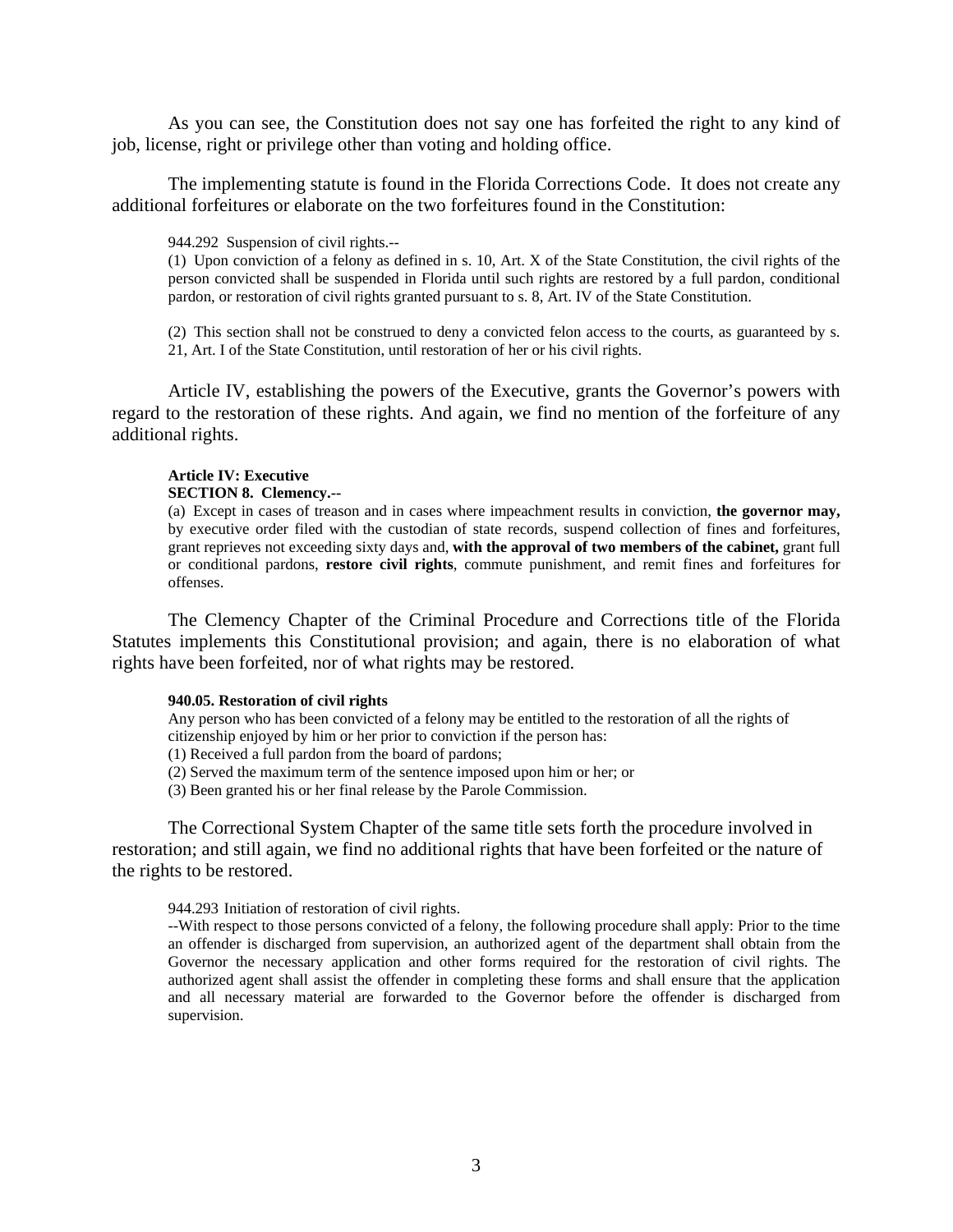As you can see, the Constitution does not say one has forfeited the right to any kind of job, license, right or privilege other than voting and holding office.

The implementing statute is found in the Florida Corrections Code. It does not create any additional forfeitures or elaborate on the two forfeitures found in the Constitution:

> 944.292 Suspension of civil rights.--
>
> (1) Upon conviction of a felony as defined in s. 10, Art. X of the State Constitution, the civil rights of the person convicted shall be suspended in Florida until such rights are restored by a full pardon, conditional pardon, or restoration of civil rights granted pursuant to s. 8, Art. IV of the State Constitution.
>
> (2) This section shall not be construed to deny a convicted felon access to the courts, as guaranteed by s. 21, Art. I of the State Constitution, until restoration of her or his civil rights.

Article IV, establishing the powers of the Executive, grants the Governor's powers with regard to the restoration of these rights. And again, we find no mention of the forfeiture of any additional rights.

> **Article IV: Executive**
>
> **SECTION 8. Clemency.--**
>
> (a) Except in cases of treason and in cases where impeachment results in conviction, **the governor may,** by executive order filed with the custodian of state records, suspend collection of fines and forfeitures, grant reprieves not exceeding sixty days and, **with the approval of two members of the cabinet,** grant full or conditional pardons, **restore civil rights**, commute punishment, and remit fines and forfeitures for offenses.

The Clemency Chapter of the Criminal Procedure and Corrections title of the Florida Statutes implements this Constitutional provision; and again, there is no elaboration of what rights have been forfeited, nor of what rights may be restored.

> **940.05. Restoration of civil rights**
>
> Any person who has been convicted of a felony may be entitled to the restoration of all the rights of citizenship enjoyed by him or her prior to conviction if the person has:
>
> (1) Received a full pardon from the board of pardons;
>
> (2) Served the maximum term of the sentence imposed upon him or her; or
>
> (3) Been granted his or her final release by the Parole Commission.

The Correctional System Chapter of the same title sets forth the procedure involved in restoration; and still again, we find no additional rights that have been forfeited or the nature of the rights to be restored.

> 944.293 Initiation of restoration of civil rights.
>
> --With respect to those persons convicted of a felony, the following procedure shall apply: Prior to the time an offender is discharged from supervision, an authorized agent of the department shall obtain from the Governor the necessary application and other forms required for the restoration of civil rights. The authorized agent shall assist the offender in completing these forms and shall ensure that the application and all necessary material are forwarded to the Governor before the offender is discharged from supervision.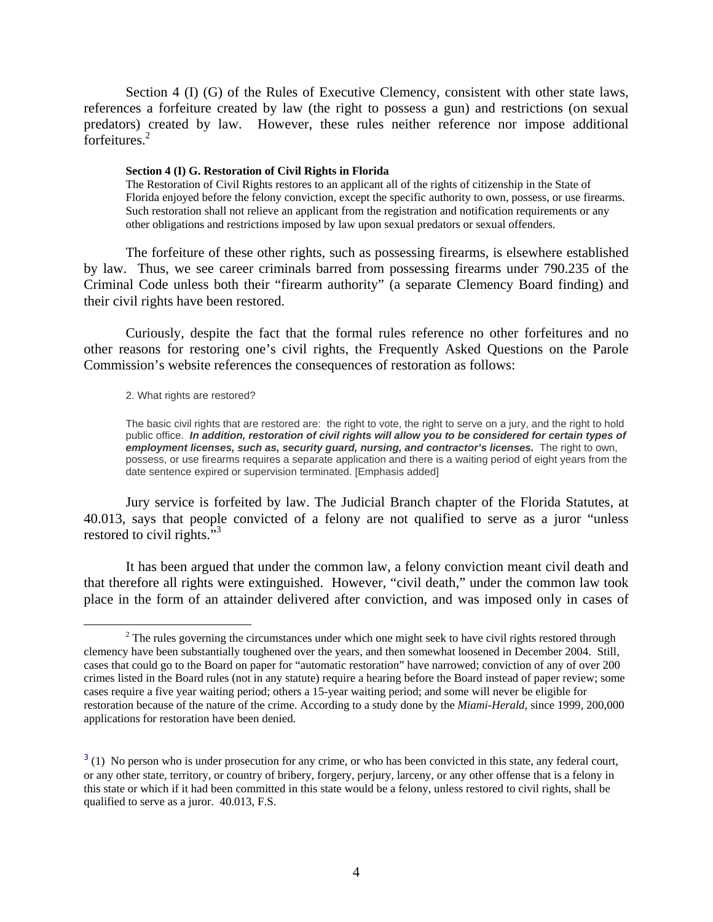Section 4 (I) (G) of the Rules of Executive Clemency, consistent with other state laws, references a forfeiture created by law (the right to possess a gun) and restrictions (on sexual predators) created by law. However, these rules neither reference nor impose additional forfeitures.[2]

> **Section 4 (I) G. Restoration of Civil Rights in Florida**
> The Restoration of Civil Rights restores to an applicant all of the rights of citizenship in the State of Florida enjoyed before the felony conviction, except the specific authority to own, possess, or use firearms. Such restoration shall not relieve an applicant from the registration and notification requirements or any other obligations and restrictions imposed by law upon sexual predators or sexual offenders.

The forfeiture of these other rights, such as possessing firearms, is elsewhere established by law. Thus, we see career criminals barred from possessing firearms under 790.235 of the Criminal Code unless both their "firearm authority" (a separate Clemency Board finding) and their civil rights have been restored.

Curiously, despite the fact that the formal rules reference no other forfeitures and no other reasons for restoring one's civil rights, the Frequently Asked Questions on the Parole Commission's website references the consequences of restoration as follows:

> 2. What rights are restored?
>
> The basic civil rights that are restored are: the right to vote, the right to serve on a jury, and the right to hold public office. ***In addition, restoration of civil rights will allow you to be considered for certain types of employment licenses, such as, security guard, nursing, and contractor's licenses.*** The right to own, possess, or use firearms requires a separate application and there is a waiting period of eight years from the date sentence expired or supervision terminated. [Emphasis added]

Jury service is forfeited by law. The Judicial Branch chapter of the Florida Statutes, at 40.013, says that people convicted of a felony are not qualified to serve as a juror "unless restored to civil rights."[3]

It has been argued that under the common law, a felony conviction meant civil death and that therefore all rights were extinguished. However, "civil death," under the common law took place in the form of an attainder delivered after conviction, and was imposed only in cases of

---

[2] The rules governing the circumstances under which one might seek to have civil rights restored through clemency have been substantially toughened over the years, and then somewhat loosened in December 2004. Still, cases that could go to the Board on paper for "automatic restoration" have narrowed; conviction of any of over 200 crimes listed in the Board rules (not in any statute) require a hearing before the Board instead of paper review; some cases require a five year waiting period; others a 15-year waiting period; and some will never be eligible for restoration because of the nature of the crime. According to a study done by the *Miami-Herald,* since 1999, 200,000 applications for restoration have been denied.

[3] (1) No person who is under prosecution for any crime, or who has been convicted in this state, any federal court, or any other state, territory, or country of bribery, forgery, perjury, larceny, or any other offense that is a felony in this state or which if it had been committed in this state would be a felony, unless restored to civil rights, shall be qualified to serve as a juror. 40.013, F.S.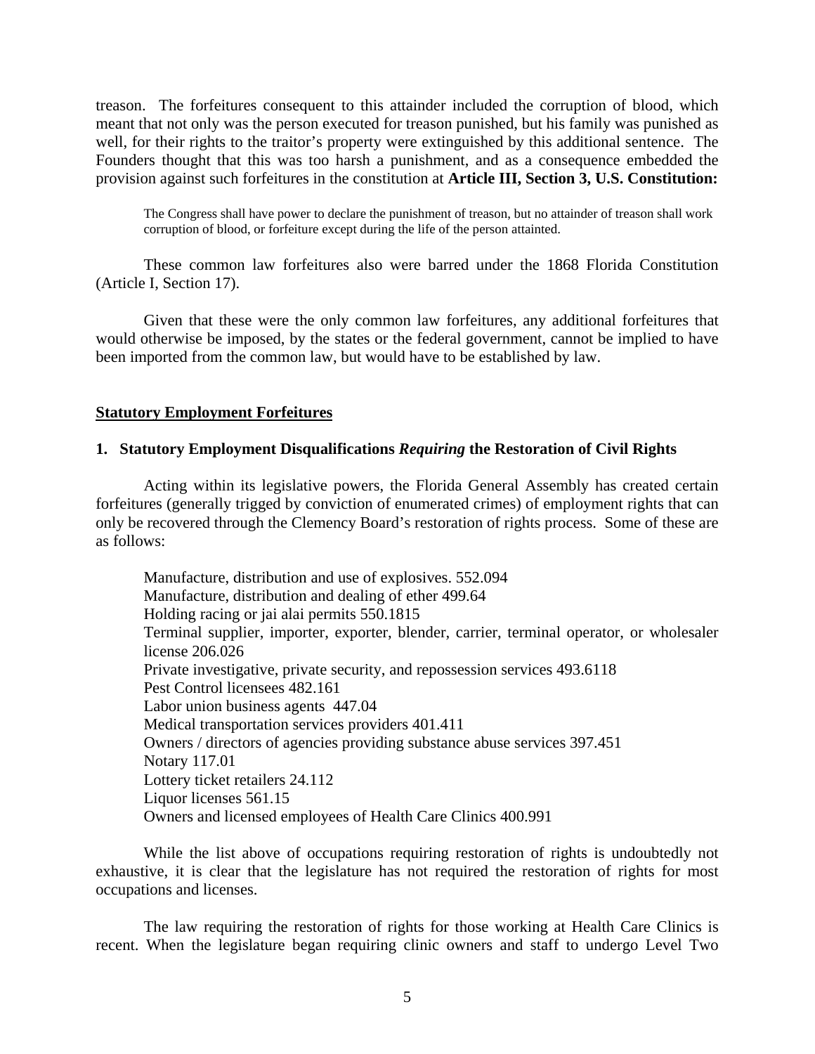treason. The forfeitures consequent to this attainder included the corruption of blood, which meant that not only was the person executed for treason punished, but his family was punished as well, for their rights to the traitor's property were extinguished by this additional sentence. The Founders thought that this was too harsh a punishment, and as a consequence embedded the provision against such forfeitures in the constitution at **Article III, Section 3, U.S. Constitution:**

> The Congress shall have power to declare the punishment of treason, but no attainder of treason shall work corruption of blood, or forfeiture except during the life of the person attainted.

These common law forfeitures also were barred under the 1868 Florida Constitution (Article I, Section 17).

Given that these were the only common law forfeitures, any additional forfeitures that would otherwise be imposed, by the states or the federal government, cannot be implied to have been imported from the common law, but would have to be established by law.

## Statutory Employment Forfeitures

### 1. Statutory Employment Disqualifications *Requiring* the Restoration of Civil Rights

Acting within its legislative powers, the Florida General Assembly has created certain forfeitures (generally trigged by conviction of enumerated crimes) of employment rights that can only be recovered through the Clemency Board's restoration of rights process. Some of these are as follows:

Manufacture, distribution and use of explosives. 552.094
Manufacture, distribution and dealing of ether 499.64
Holding racing or jai alai permits 550.1815
Terminal supplier, importer, exporter, blender, carrier, terminal operator, or wholesaler license 206.026
Private investigative, private security, and repossession services 493.6118
Pest Control licensees 482.161
Labor union business agents 447.04
Medical transportation services providers 401.411
Owners / directors of agencies providing substance abuse services 397.451
Notary 117.01
Lottery ticket retailers 24.112
Liquor licenses 561.15
Owners and licensed employees of Health Care Clinics 400.991

While the list above of occupations requiring restoration of rights is undoubtedly not exhaustive, it is clear that the legislature has not required the restoration of rights for most occupations and licenses.

The law requiring the restoration of rights for those working at Health Care Clinics is recent. When the legislature began requiring clinic owners and staff to undergo Level Two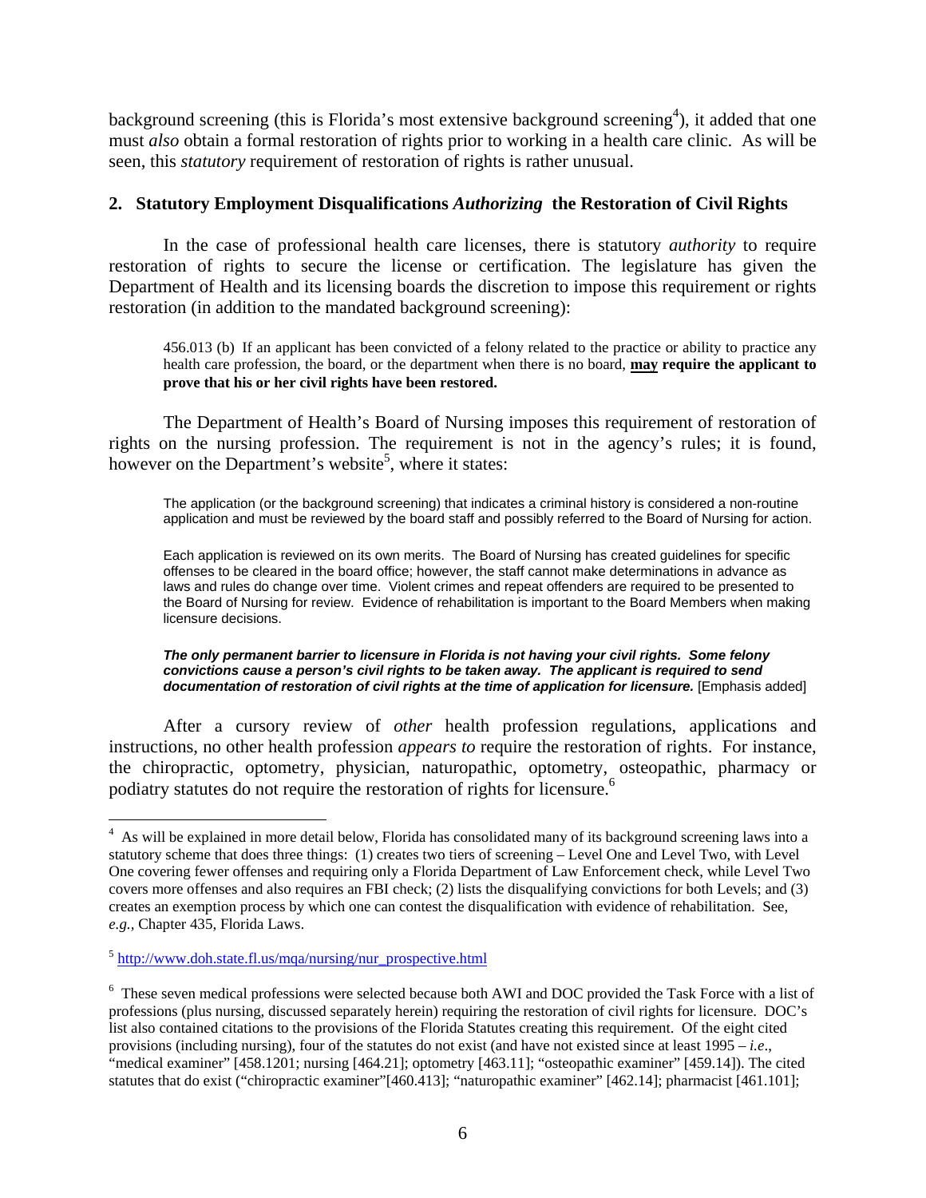background screening (this is Florida's most extensive background screening[4]), it added that one must *also* obtain a formal restoration of rights prior to working in a health care clinic. As will be seen, this *statutory* requirement of restoration of rights is rather unusual.

## 2. Statutory Employment Disqualifications *Authorizing* the Restoration of Civil Rights

In the case of professional health care licenses, there is statutory *authority* to require restoration of rights to secure the license or certification. The legislature has given the Department of Health and its licensing boards the discretion to impose this requirement or rights restoration (in addition to the mandated background screening):

> 456.013 (b) If an applicant has been convicted of a felony related to the practice or ability to practice any health care profession, the board, or the department when there is no board, **<u>may</u> require the applicant to prove that his or her civil rights have been restored.**

The Department of Health's Board of Nursing imposes this requirement of restoration of rights on the nursing profession. The requirement is not in the agency's rules; it is found, however on the Department's website[5], where it states:

> The application (or the background screening) that indicates a criminal history is considered a non-routine application and must be reviewed by the board staff and possibly referred to the Board of Nursing for action.
>
> Each application is reviewed on its own merits. The Board of Nursing has created guidelines for specific offenses to be cleared in the board office; however, the staff cannot make determinations in advance as laws and rules do change over time. Violent crimes and repeat offenders are required to be presented to the Board of Nursing for review. Evidence of rehabilitation is important to the Board Members when making licensure decisions.
>
> ***The only permanent barrier to licensure in Florida is not having your civil rights. Some felony convictions cause a person's civil rights to be taken away. The applicant is required to send documentation of restoration of civil rights at the time of application for licensure.*** [Emphasis added]

After a cursory review of *other* health profession regulations, applications and instructions, no other health profession *appears to* require the restoration of rights. For instance, the chiropractic, optometry, physician, naturopathic, optometry, osteopathic, pharmacy or podiatry statutes do not require the restoration of rights for licensure.[6]

---

[4] As will be explained in more detail below, Florida has consolidated many of its background screening laws into a statutory scheme that does three things: (1) creates two tiers of screening – Level One and Level Two, with Level One covering fewer offenses and requiring only a Florida Department of Law Enforcement check, while Level Two covers more offenses and also requires an FBI check; (2) lists the disqualifying convictions for both Levels; and (3) creates an exemption process by which one can contest the disqualification with evidence of rehabilitation. See, *e.g.,* Chapter 435, Florida Laws.

[5] http://www.doh.state.fl.us/mqa/nursing/nur_prospective.html

[6] These seven medical professions were selected because both AWI and DOC provided the Task Force with a list of professions (plus nursing, discussed separately herein) requiring the restoration of civil rights for licensure. DOC's list also contained citations to the provisions of the Florida Statutes creating this requirement. Of the eight cited provisions (including nursing), four of the statutes do not exist (and have not existed since at least 1995 – *i.e*., "medical examiner" [458.1201; nursing [464.21]; optometry [463.11]; "osteopathic examiner" [459.14]). The cited statutes that do exist ("chiropractic examiner"[460.413]; "naturopathic examiner" [462.14]; pharmacist [461.101];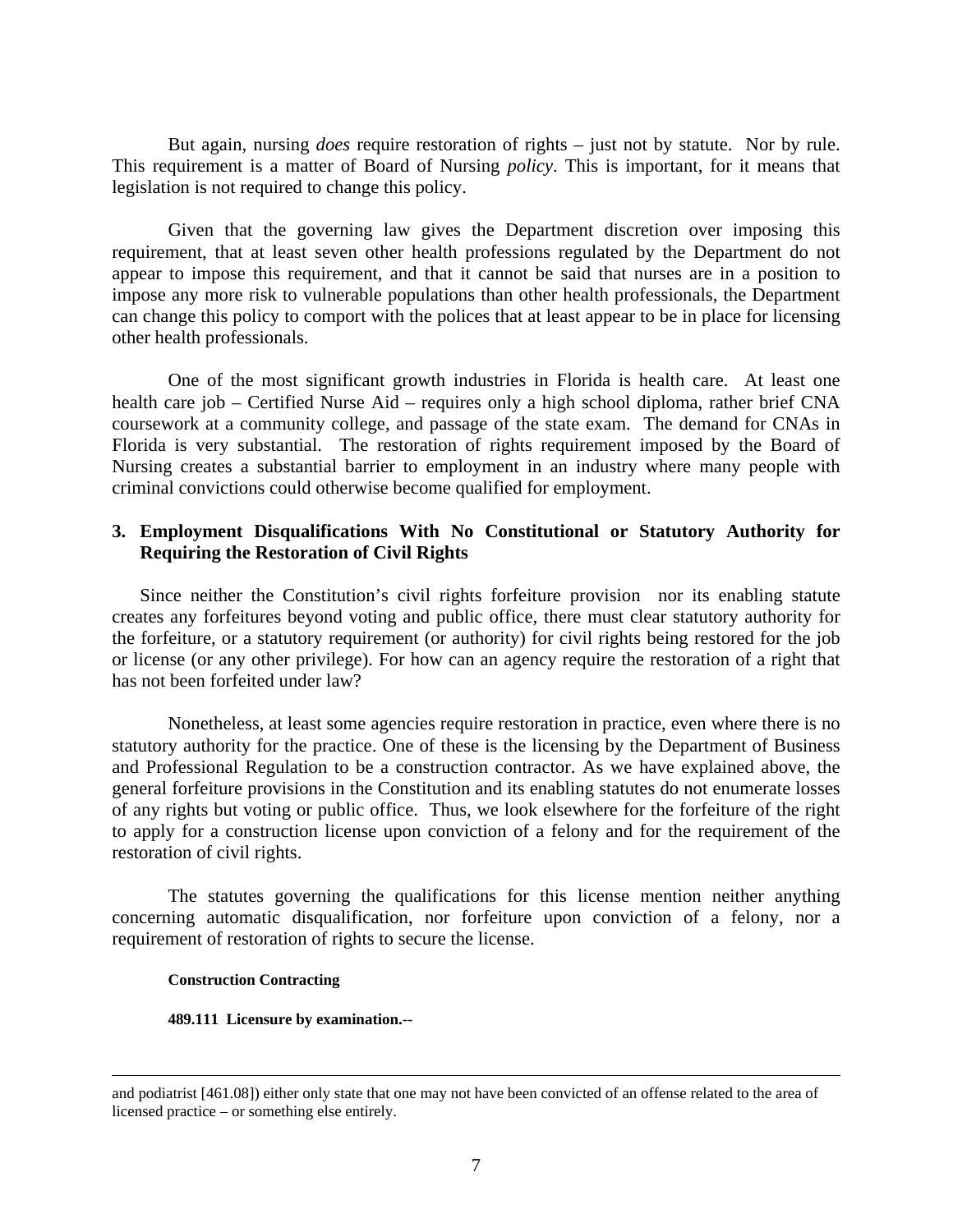But again, nursing *does* require restoration of rights – just not by statute. Nor by rule. This requirement is a matter of Board of Nursing *policy*. This is important, for it means that legislation is not required to change this policy.

Given that the governing law gives the Department discretion over imposing this requirement, that at least seven other health professions regulated by the Department do not appear to impose this requirement, and that it cannot be said that nurses are in a position to impose any more risk to vulnerable populations than other health professionals, the Department can change this policy to comport with the polices that at least appear to be in place for licensing other health professionals.

One of the most significant growth industries in Florida is health care. At least one health care job – Certified Nurse Aid – requires only a high school diploma, rather brief CNA coursework at a community college, and passage of the state exam. The demand for CNAs in Florida is very substantial. The restoration of rights requirement imposed by the Board of Nursing creates a substantial barrier to employment in an industry where many people with criminal convictions could otherwise become qualified for employment.

### 3. Employment Disqualifications With No Constitutional or Statutory Authority for Requiring the Restoration of Civil Rights

Since neither the Constitution's civil rights forfeiture provision nor its enabling statute creates any forfeitures beyond voting and public office, there must clear statutory authority for the forfeiture, or a statutory requirement (or authority) for civil rights being restored for the job or license (or any other privilege). For how can an agency require the restoration of a right that has not been forfeited under law?

Nonetheless, at least some agencies require restoration in practice, even where there is no statutory authority for the practice. One of these is the licensing by the Department of Business and Professional Regulation to be a construction contractor. As we have explained above, the general forfeiture provisions in the Constitution and its enabling statutes do not enumerate losses of any rights but voting or public office. Thus, we look elsewhere for the forfeiture of the right to apply for a construction license upon conviction of a felony and for the requirement of the restoration of civil rights.

The statutes governing the qualifications for this license mention neither anything concerning automatic disqualification, nor forfeiture upon conviction of a felony, nor a requirement of restoration of rights to secure the license.

**Construction Contracting**

**489.111 Licensure by examination.**--

---

and podiatrist [461.08]) either only state that one may not have been convicted of an offense related to the area of licensed practice – or something else entirely.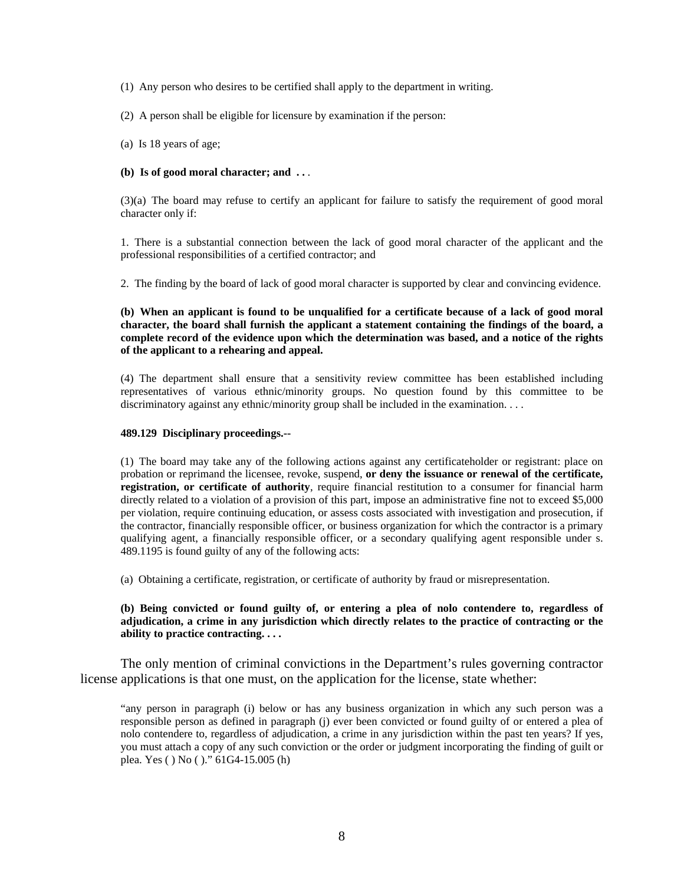(1) Any person who desires to be certified shall apply to the department in writing.

(2) A person shall be eligible for licensure by examination if the person:

(a) Is 18 years of age;

**(b) Is of good moral character; and . . .**

(3)(a) The board may refuse to certify an applicant for failure to satisfy the requirement of good moral character only if:

1. There is a substantial connection between the lack of good moral character of the applicant and the professional responsibilities of a certified contractor; and

2. The finding by the board of lack of good moral character is supported by clear and convincing evidence.

**(b) When an applicant is found to be unqualified for a certificate because of a lack of good moral character, the board shall furnish the applicant a statement containing the findings of the board, a complete record of the evidence upon which the determination was based, and a notice of the rights of the applicant to a rehearing and appeal.**

(4) The department shall ensure that a sensitivity review committee has been established including representatives of various ethnic/minority groups. No question found by this committee to be discriminatory against any ethnic/minority group shall be included in the examination. . . .

**489.129 Disciplinary proceedings.--**

(1) The board may take any of the following actions against any certificateholder or registrant: place on probation or reprimand the licensee, revoke, suspend, **or deny the issuance or renewal of the certificate, registration, or certificate of authority**, require financial restitution to a consumer for financial harm directly related to a violation of a provision of this part, impose an administrative fine not to exceed $5,000 per violation, require continuing education, or assess costs associated with investigation and prosecution, if the contractor, financially responsible officer, or business organization for which the contractor is a primary qualifying agent, a financially responsible officer, or a secondary qualifying agent responsible under s. 489.1195 is found guilty of any of the following acts:

(a) Obtaining a certificate, registration, or certificate of authority by fraud or misrepresentation.

**(b) Being convicted or found guilty of, or entering a plea of nolo contendere to, regardless of adjudication, a crime in any jurisdiction which directly relates to the practice of contracting or the ability to practice contracting. . . .**

The only mention of criminal convictions in the Department's rules governing contractor license applications is that one must, on the application for the license, state whether:

"any person in paragraph (i) below or has any business organization in which any such person was a responsible person as defined in paragraph (j) ever been convicted or found guilty of or entered a plea of nolo contendere to, regardless of adjudication, a crime in any jurisdiction within the past ten years? If yes, you must attach a copy of any such conviction or the order or judgment incorporating the finding of guilt or plea. Yes ( ) No ( )." 61G4-15.005 (h)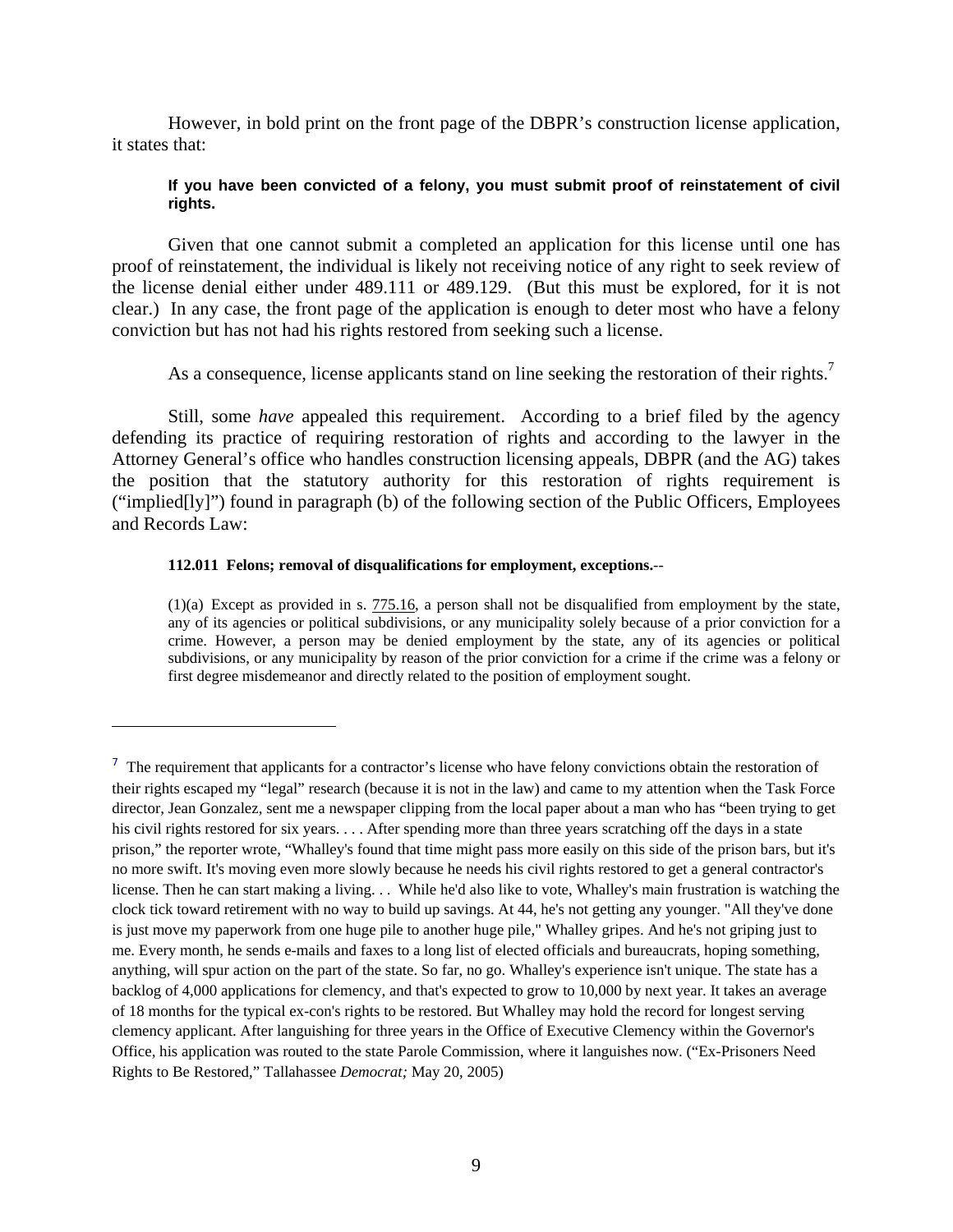However, in bold print on the front page of the DBPR's construction license application, it states that:

> **If you have been convicted of a felony, you must submit proof of reinstatement of civil rights.**

Given that one cannot submit a completed an application for this license until one has proof of reinstatement, the individual is likely not receiving notice of any right to seek review of the license denial either under 489.111 or 489.129. (But this must be explored, for it is not clear.) In any case, the front page of the application is enough to deter most who have a felony conviction but has not had his rights restored from seeking such a license.

As a consequence, license applicants stand on line seeking the restoration of their rights.[7]

Still, some *have* appealed this requirement. According to a brief filed by the agency defending its practice of requiring restoration of rights and according to the lawyer in the Attorney General's office who handles construction licensing appeals, DBPR (and the AG) takes the position that the statutory authority for this restoration of rights requirement is ("implied[ly]") found in paragraph (b) of the following section of the Public Officers, Employees and Records Law:

> **112.011 Felons; removal of disqualifications for employment, exceptions.**--
>
> (1)(a) Except as provided in s. 775.16, a person shall not be disqualified from employment by the state, any of its agencies or political subdivisions, or any municipality solely because of a prior conviction for a crime. However, a person may be denied employment by the state, any of its agencies or political subdivisions, or any municipality by reason of the prior conviction for a crime if the crime was a felony or first degree misdemeanor and directly related to the position of employment sought.

---

[7] The requirement that applicants for a contractor's license who have felony convictions obtain the restoration of their rights escaped my "legal" research (because it is not in the law) and came to my attention when the Task Force director, Jean Gonzalez, sent me a newspaper clipping from the local paper about a man who has "been trying to get his civil rights restored for six years. . . . After spending more than three years scratching off the days in a state prison," the reporter wrote, "Whalley's found that time might pass more easily on this side of the prison bars, but it's no more swift. It's moving even more slowly because he needs his civil rights restored to get a general contractor's license. Then he can start making a living. . . While he'd also like to vote, Whalley's main frustration is watching the clock tick toward retirement with no way to build up savings. At 44, he's not getting any younger. "All they've done is just move my paperwork from one huge pile to another huge pile," Whalley gripes. And he's not griping just to me. Every month, he sends e-mails and faxes to a long list of elected officials and bureaucrats, hoping something, anything, will spur action on the part of the state. So far, no go. Whalley's experience isn't unique. The state has a backlog of 4,000 applications for clemency, and that's expected to grow to 10,000 by next year. It takes an average of 18 months for the typical ex-con's rights to be restored. But Whalley may hold the record for longest serving clemency applicant. After languishing for three years in the Office of Executive Clemency within the Governor's Office, his application was routed to the state Parole Commission, where it languishes now. ("Ex-Prisoners Need Rights to Be Restored," Tallahassee *Democrat;* May 20, 2005)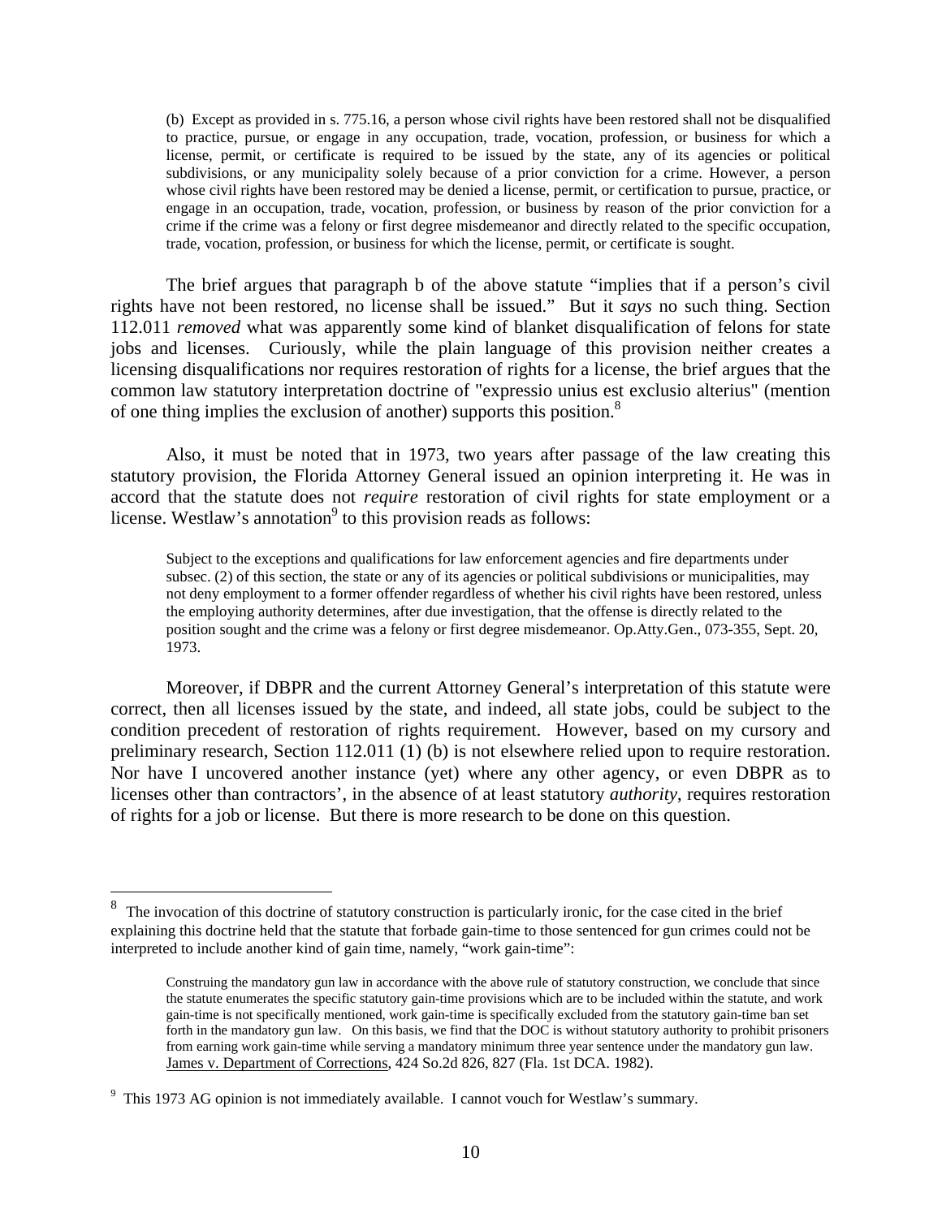> (b) Except as provided in s. 775.16, a person whose civil rights have been restored shall not be disqualified to practice, pursue, or engage in any occupation, trade, vocation, profession, or business for which a license, permit, or certificate is required to be issued by the state, any of its agencies or political subdivisions, or any municipality solely because of a prior conviction for a crime. However, a person whose civil rights have been restored may be denied a license, permit, or certification to pursue, practice, or engage in an occupation, trade, vocation, profession, or business by reason of the prior conviction for a crime if the crime was a felony or first degree misdemeanor and directly related to the specific occupation, trade, vocation, profession, or business for which the license, permit, or certificate is sought.

The brief argues that paragraph b of the above statute "implies that if a person's civil rights have not been restored, no license shall be issued." But it *says* no such thing. Section 112.011 *removed* what was apparently some kind of blanket disqualification of felons for state jobs and licenses. Curiously, while the plain language of this provision neither creates a licensing disqualifications nor requires restoration of rights for a license, the brief argues that the common law statutory interpretation doctrine of "expressio unius est exclusio alterius" (mention of one thing implies the exclusion of another) supports this position.[8]

Also, it must be noted that in 1973, two years after passage of the law creating this statutory provision, the Florida Attorney General issued an opinion interpreting it. He was in accord that the statute does not *require* restoration of civil rights for state employment or a license. Westlaw's annotation[9] to this provision reads as follows:

> Subject to the exceptions and qualifications for law enforcement agencies and fire departments under subsec. (2) of this section, the state or any of its agencies or political subdivisions or municipalities, may not deny employment to a former offender regardless of whether his civil rights have been restored, unless the employing authority determines, after due investigation, that the offense is directly related to the position sought and the crime was a felony or first degree misdemeanor. Op.Atty.Gen., 073-355, Sept. 20, 1973.

Moreover, if DBPR and the current Attorney General's interpretation of this statute were correct, then all licenses issued by the state, and indeed, all state jobs, could be subject to the condition precedent of restoration of rights requirement. However, based on my cursory and preliminary research, Section 112.011 (1) (b) is not elsewhere relied upon to require restoration. Nor have I uncovered another instance (yet) where any other agency, or even DBPR as to licenses other than contractors', in the absence of at least statutory *authority*, requires restoration of rights for a job or license. But there is more research to be done on this question.

---

[8] The invocation of this doctrine of statutory construction is particularly ironic, for the case cited in the brief explaining this doctrine held that the statute that forbade gain-time to those sentenced for gun crimes could not be interpreted to include another kind of gain time, namely, "work gain-time":

> Construing the mandatory gun law in accordance with the above rule of statutory construction, we conclude that since the statute enumerates the specific statutory gain-time provisions which are to be included within the statute, and work gain-time is not specifically mentioned, work gain-time is specifically excluded from the statutory gain-time ban set forth in the mandatory gun law. On this basis, we find that the DOC is without statutory authority to prohibit prisoners from earning work gain-time while serving a mandatory minimum three year sentence under the mandatory gun law. James v. Department of Corrections, 424 So.2d 826, 827 (Fla. 1st DCA. 1982).

[9] This 1973 AG opinion is not immediately available. I cannot vouch for Westlaw's summary.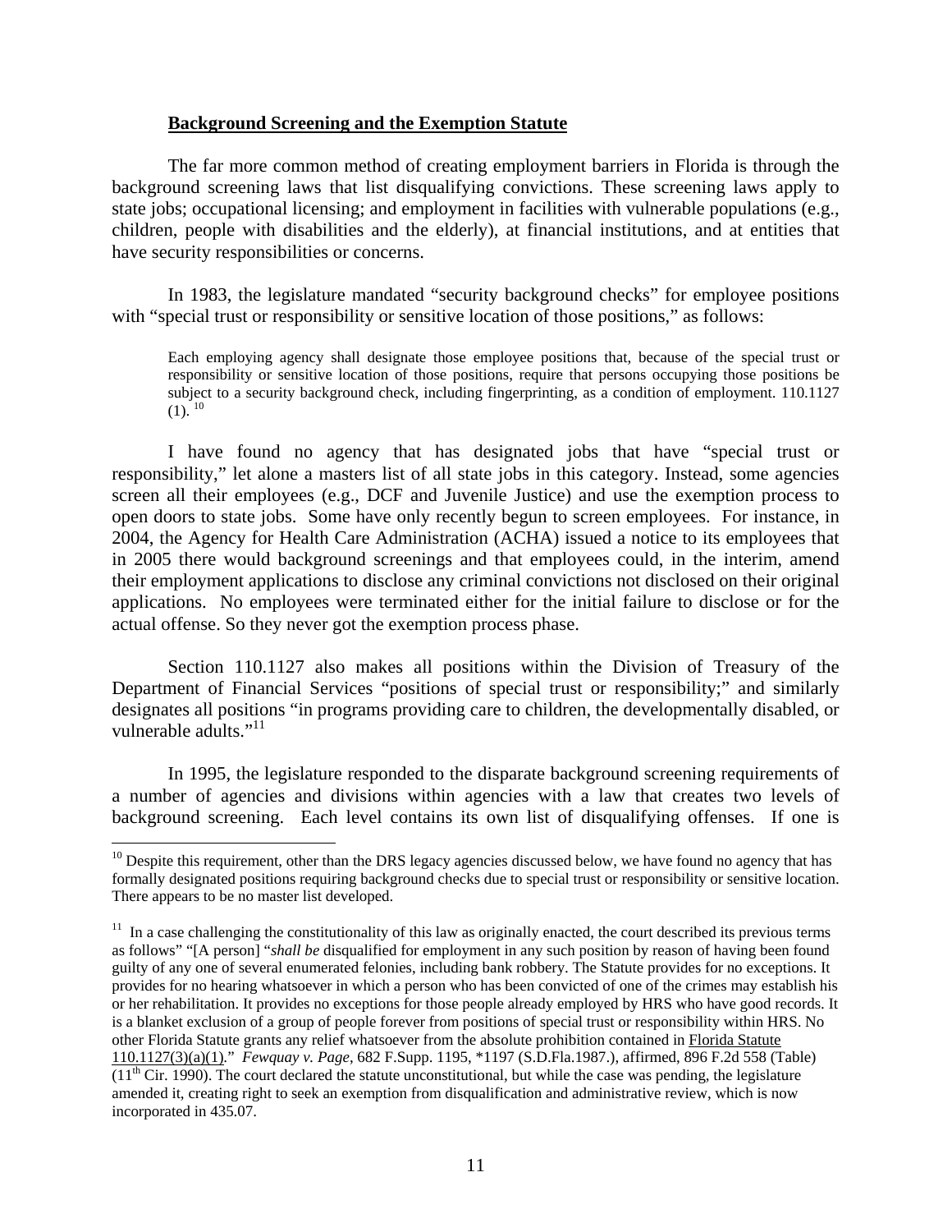**Background Screening and the Exemption Statute**

The far more common method of creating employment barriers in Florida is through the background screening laws that list disqualifying convictions. These screening laws apply to state jobs; occupational licensing; and employment in facilities with vulnerable populations (e.g., children, people with disabilities and the elderly), at financial institutions, and at entities that have security responsibilities or concerns.

In 1983, the legislature mandated "security background checks" for employee positions with "special trust or responsibility or sensitive location of those positions," as follows:

> Each employing agency shall designate those employee positions that, because of the special trust or responsibility or sensitive location of those positions, require that persons occupying those positions be subject to a security background check, including fingerprinting, as a condition of employment. 110.1127 (1). [10]

I have found no agency that has designated jobs that have "special trust or responsibility," let alone a masters list of all state jobs in this category. Instead, some agencies screen all their employees (e.g., DCF and Juvenile Justice) and use the exemption process to open doors to state jobs. Some have only recently begun to screen employees. For instance, in 2004, the Agency for Health Care Administration (ACHA) issued a notice to its employees that in 2005 there would background screenings and that employees could, in the interim, amend their employment applications to disclose any criminal convictions not disclosed on their original applications. No employees were terminated either for the initial failure to disclose or for the actual offense. So they never got the exemption process phase.

Section 110.1127 also makes all positions within the Division of Treasury of the Department of Financial Services "positions of special trust or responsibility;" and similarly designates all positions "in programs providing care to children, the developmentally disabled, or vulnerable adults."[11]

In 1995, the legislature responded to the disparate background screening requirements of a number of agencies and divisions within agencies with a law that creates two levels of background screening. Each level contains its own list of disqualifying offenses. If one is

---

[10] Despite this requirement, other than the DRS legacy agencies discussed below, we have found no agency that has formally designated positions requiring background checks due to special trust or responsibility or sensitive location. There appears to be no master list developed.

[11] In a case challenging the constitutionality of this law as originally enacted, the court described its previous terms as follows" "[A person] "*shall be* disqualified for employment in any such position by reason of having been found guilty of any one of several enumerated felonies, including bank robbery. The Statute provides for no exceptions. It provides for no hearing whatsoever in which a person who has been convicted of one of the crimes may establish his or her rehabilitation. It provides no exceptions for those people already employed by HRS who have good records. It is a blanket exclusion of a group of people forever from positions of special trust or responsibility within HRS. No other Florida Statute grants any relief whatsoever from the absolute prohibition contained in Florida Statute 110.1127(3)(a)(1)." *Fewquay v. Page*, 682 F.Supp. 1195, *1197 (S.D.Fla.1987.), affirmed, 896 F.2d 558 (Table) (11th Cir. 1990). The court declared the statute unconstitutional, but while the case was pending, the legislature amended it, creating right to seek an exemption from disqualification and administrative review, which is now incorporated in 435.07.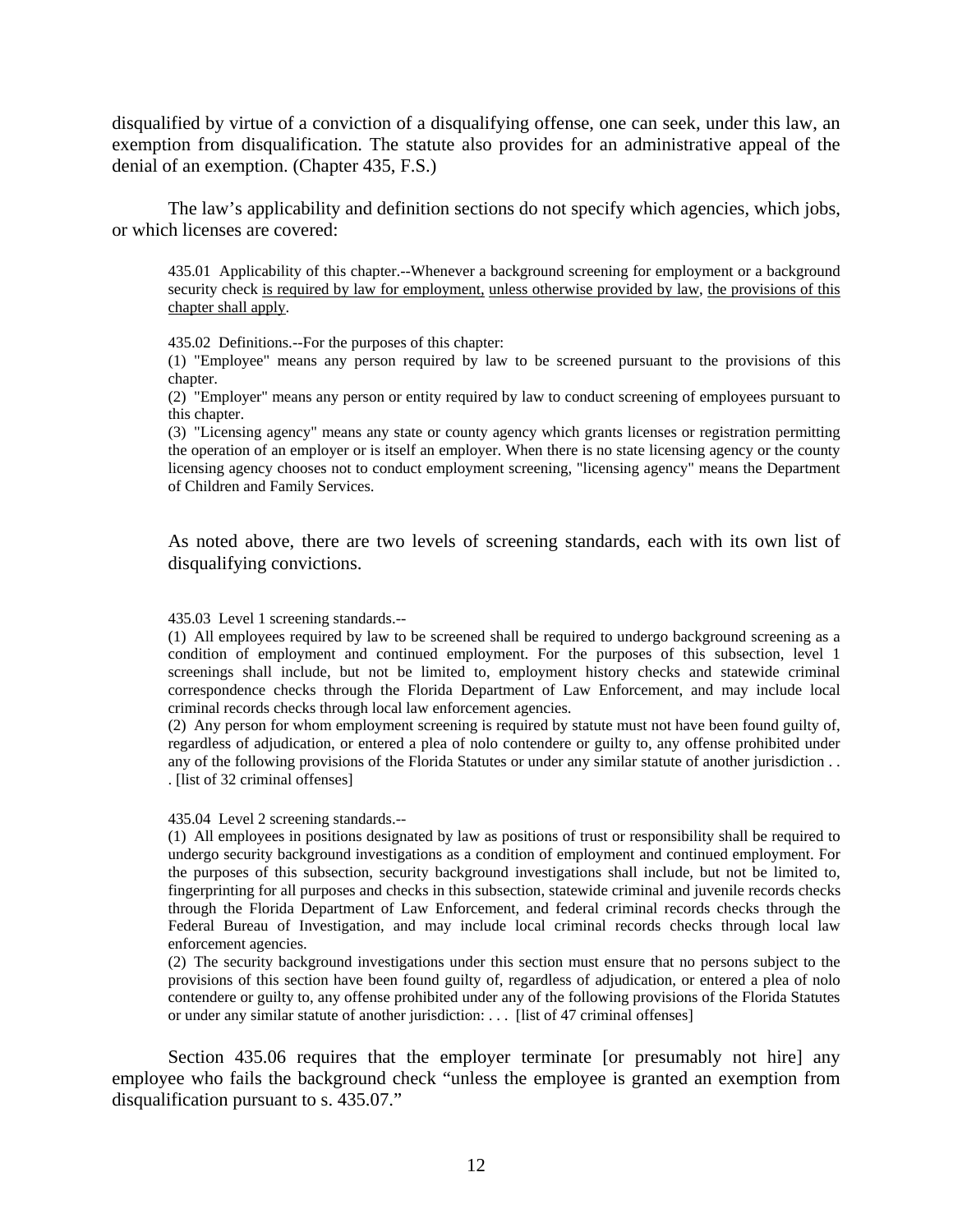disqualified by virtue of a conviction of a disqualifying offense, one can seek, under this law, an exemption from disqualification. The statute also provides for an administrative appeal of the denial of an exemption. (Chapter 435, F.S.)

The law's applicability and definition sections do not specify which agencies, which jobs, or which licenses are covered:

> 435.01 Applicability of this chapter.--Whenever a background screening for employment or a background security check <u>is required by law for employment,</u> <u>unless otherwise provided by law</u>, <u>the provisions of this chapter shall apply</u>.
>
> 435.02 Definitions.--For the purposes of this chapter:
> (1) "Employee" means any person required by law to be screened pursuant to the provisions of this chapter.
> (2) "Employer" means any person or entity required by law to conduct screening of employees pursuant to this chapter.
> (3) "Licensing agency" means any state or county agency which grants licenses or registration permitting the operation of an employer or is itself an employer. When there is no state licensing agency or the county licensing agency chooses not to conduct employment screening, "licensing agency" means the Department of Children and Family Services.

As noted above, there are two levels of screening standards, each with its own list of disqualifying convictions.

> 435.03 Level 1 screening standards.--
> (1) All employees required by law to be screened shall be required to undergo background screening as a condition of employment and continued employment. For the purposes of this subsection, level 1 screenings shall include, but not be limited to, employment history checks and statewide criminal correspondence checks through the Florida Department of Law Enforcement, and may include local criminal records checks through local law enforcement agencies.
> (2) Any person for whom employment screening is required by statute must not have been found guilty of, regardless of adjudication, or entered a plea of nolo contendere or guilty to, any offense prohibited under any of the following provisions of the Florida Statutes or under any similar statute of another jurisdiction . . . [list of 32 criminal offenses]
>
> 435.04 Level 2 screening standards.--
> (1) All employees in positions designated by law as positions of trust or responsibility shall be required to undergo security background investigations as a condition of employment and continued employment. For the purposes of this subsection, security background investigations shall include, but not be limited to, fingerprinting for all purposes and checks in this subsection, statewide criminal and juvenile records checks through the Florida Department of Law Enforcement, and federal criminal records checks through the Federal Bureau of Investigation, and may include local criminal records checks through local law enforcement agencies.
> (2) The security background investigations under this section must ensure that no persons subject to the provisions of this section have been found guilty of, regardless of adjudication, or entered a plea of nolo contendere or guilty to, any offense prohibited under any of the following provisions of the Florida Statutes or under any similar statute of another jurisdiction: . . . [list of 47 criminal offenses]

Section 435.06 requires that the employer terminate [or presumably not hire] any employee who fails the background check "unless the employee is granted an exemption from disqualification pursuant to s. 435.07."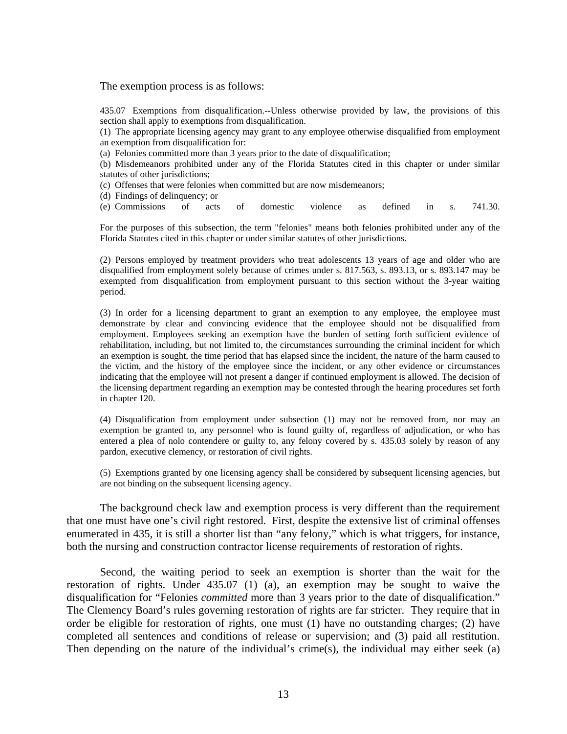The exemption process is as follows:

> 435.07 Exemptions from disqualification.--Unless otherwise provided by law, the provisions of this section shall apply to exemptions from disqualification.
>
> (1) The appropriate licensing agency may grant to any employee otherwise disqualified from employment an exemption from disqualification for:
>
> (a) Felonies committed more than 3 years prior to the date of disqualification;
>
> (b) Misdemeanors prohibited under any of the Florida Statutes cited in this chapter or under similar statutes of other jurisdictions;
>
> (c) Offenses that were felonies when committed but are now misdemeanors;
>
> (d) Findings of delinquency; or
>
> (e) Commissions of acts of domestic violence as defined in s. 741.30.
>
> For the purposes of this subsection, the term "felonies" means both felonies prohibited under any of the Florida Statutes cited in this chapter or under similar statutes of other jurisdictions.
>
> (2) Persons employed by treatment providers who treat adolescents 13 years of age and older who are disqualified from employment solely because of crimes under s. 817.563, s. 893.13, or s. 893.147 may be exempted from disqualification from employment pursuant to this section without the 3-year waiting period.
>
> (3) In order for a licensing department to grant an exemption to any employee, the employee must demonstrate by clear and convincing evidence that the employee should not be disqualified from employment. Employees seeking an exemption have the burden of setting forth sufficient evidence of rehabilitation, including, but not limited to, the circumstances surrounding the criminal incident for which an exemption is sought, the time period that has elapsed since the incident, the nature of the harm caused to the victim, and the history of the employee since the incident, or any other evidence or circumstances indicating that the employee will not present a danger if continued employment is allowed. The decision of the licensing department regarding an exemption may be contested through the hearing procedures set forth in chapter 120.
>
> (4) Disqualification from employment under subsection (1) may not be removed from, nor may an exemption be granted to, any personnel who is found guilty of, regardless of adjudication, or who has entered a plea of nolo contendere or guilty to, any felony covered by s. 435.03 solely by reason of any pardon, executive clemency, or restoration of civil rights.
>
> (5) Exemptions granted by one licensing agency shall be considered by subsequent licensing agencies, but are not binding on the subsequent licensing agency.

The background check law and exemption process is very different than the requirement that one must have one's civil right restored. First, despite the extensive list of criminal offenses enumerated in 435, it is still a shorter list than "any felony," which is what triggers, for instance, both the nursing and construction contractor license requirements of restoration of rights.

Second, the waiting period to seek an exemption is shorter than the wait for the restoration of rights. Under 435.07 (1) (a), an exemption may be sought to waive the disqualification for "Felonies *committed* more than 3 years prior to the date of disqualification." The Clemency Board's rules governing restoration of rights are far stricter. They require that in order be eligible for restoration of rights, one must (1) have no outstanding charges; (2) have completed all sentences and conditions of release or supervision; and (3) paid all restitution. Then depending on the nature of the individual's crime(s), the individual may either seek (a)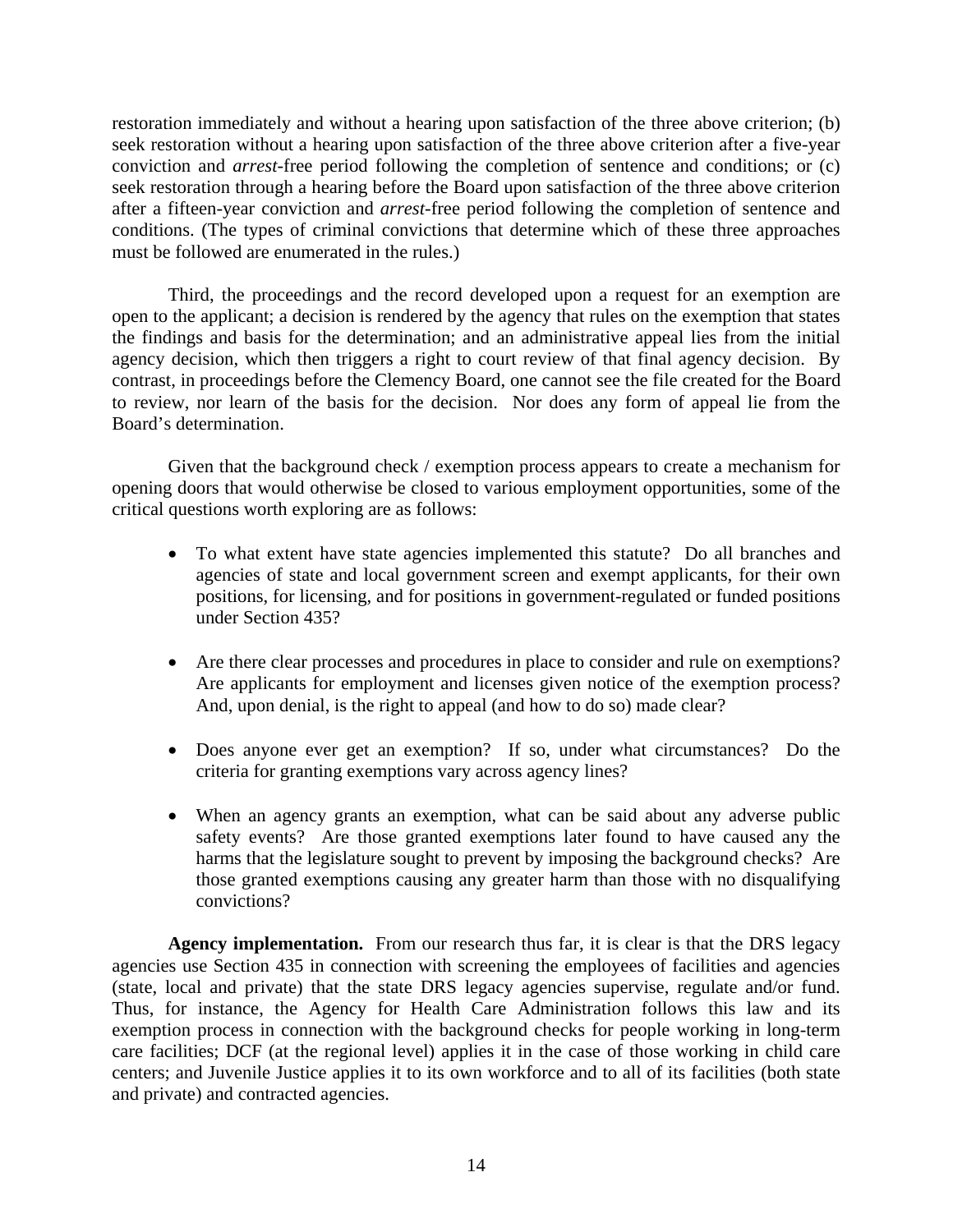restoration immediately and without a hearing upon satisfaction of the three above criterion; (b) seek restoration without a hearing upon satisfaction of the three above criterion after a five-year conviction and *arrest*-free period following the completion of sentence and conditions; or (c) seek restoration through a hearing before the Board upon satisfaction of the three above criterion after a fifteen-year conviction and *arrest*-free period following the completion of sentence and conditions. (The types of criminal convictions that determine which of these three approaches must be followed are enumerated in the rules.)

Third, the proceedings and the record developed upon a request for an exemption are open to the applicant; a decision is rendered by the agency that rules on the exemption that states the findings and basis for the determination; and an administrative appeal lies from the initial agency decision, which then triggers a right to court review of that final agency decision. By contrast, in proceedings before the Clemency Board, one cannot see the file created for the Board to review, nor learn of the basis for the decision. Nor does any form of appeal lie from the Board's determination.

Given that the background check / exemption process appears to create a mechanism for opening doors that would otherwise be closed to various employment opportunities, some of the critical questions worth exploring are as follows:

- To what extent have state agencies implemented this statute? Do all branches and agencies of state and local government screen and exempt applicants, for their own positions, for licensing, and for positions in government-regulated or funded positions under Section 435?

- Are there clear processes and procedures in place to consider and rule on exemptions? Are applicants for employment and licenses given notice of the exemption process? And, upon denial, is the right to appeal (and how to do so) made clear?

- Does anyone ever get an exemption? If so, under what circumstances? Do the criteria for granting exemptions vary across agency lines?

- When an agency grants an exemption, what can be said about any adverse public safety events? Are those granted exemptions later found to have caused any the harms that the legislature sought to prevent by imposing the background checks? Are those granted exemptions causing any greater harm than those with no disqualifying convictions?

**Agency implementation.** From our research thus far, it is clear is that the DRS legacy agencies use Section 435 in connection with screening the employees of facilities and agencies (state, local and private) that the state DRS legacy agencies supervise, regulate and/or fund. Thus, for instance, the Agency for Health Care Administration follows this law and its exemption process in connection with the background checks for people working in long-term care facilities; DCF (at the regional level) applies it in the case of those working in child care centers; and Juvenile Justice applies it to its own workforce and to all of its facilities (both state and private) and contracted agencies.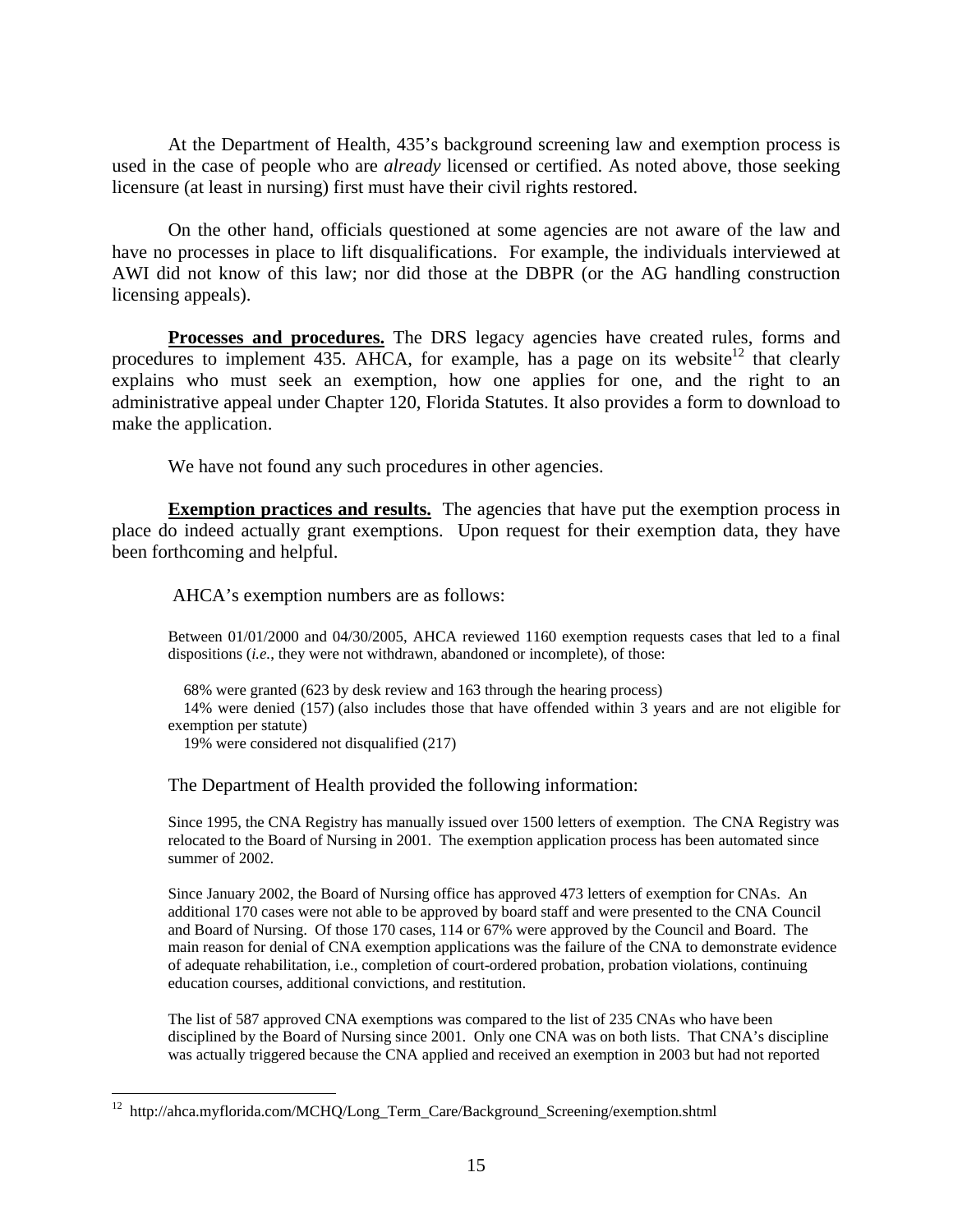At the Department of Health, 435's background screening law and exemption process is used in the case of people who are *already* licensed or certified. As noted above, those seeking licensure (at least in nursing) first must have their civil rights restored.

On the other hand, officials questioned at some agencies are not aware of the law and have no processes in place to lift disqualifications. For example, the individuals interviewed at AWI did not know of this law; nor did those at the DBPR (or the AG handling construction licensing appeals).

**Processes and procedures.** The DRS legacy agencies have created rules, forms and procedures to implement 435. AHCA, for example, has a page on its website[12] that clearly explains who must seek an exemption, how one applies for one, and the right to an administrative appeal under Chapter 120, Florida Statutes. It also provides a form to download to make the application.

We have not found any such procedures in other agencies.

**Exemption practices and results.** The agencies that have put the exemption process in place do indeed actually grant exemptions. Upon request for their exemption data, they have been forthcoming and helpful.

AHCA's exemption numbers are as follows:

> Between 01/01/2000 and 04/30/2005, AHCA reviewed 1160 exemption requests cases that led to a final dispositions (*i.e.*, they were not withdrawn, abandoned or incomplete), of those:
>
> 68% were granted (623 by desk review and 163 through the hearing process)
> 14% were denied (157) (also includes those that have offended within 3 years and are not eligible for exemption per statute)
> 19% were considered not disqualified (217)

The Department of Health provided the following information:

> Since 1995, the CNA Registry has manually issued over 1500 letters of exemption. The CNA Registry was relocated to the Board of Nursing in 2001. The exemption application process has been automated since summer of 2002.
>
> Since January 2002, the Board of Nursing office has approved 473 letters of exemption for CNAs. An additional 170 cases were not able to be approved by board staff and were presented to the CNA Council and Board of Nursing. Of those 170 cases, 114 or 67% were approved by the Council and Board. The main reason for denial of CNA exemption applications was the failure of the CNA to demonstrate evidence of adequate rehabilitation, i.e., completion of court-ordered probation, probation violations, continuing education courses, additional convictions, and restitution.
>
> The list of 587 approved CNA exemptions was compared to the list of 235 CNAs who have been disciplined by the Board of Nursing since 2001. Only one CNA was on both lists. That CNA's discipline was actually triggered because the CNA applied and received an exemption in 2003 but had not reported

[12] http://ahca.myflorida.com/MCHQ/Long_Term_Care/Background_Screening/exemption.shtml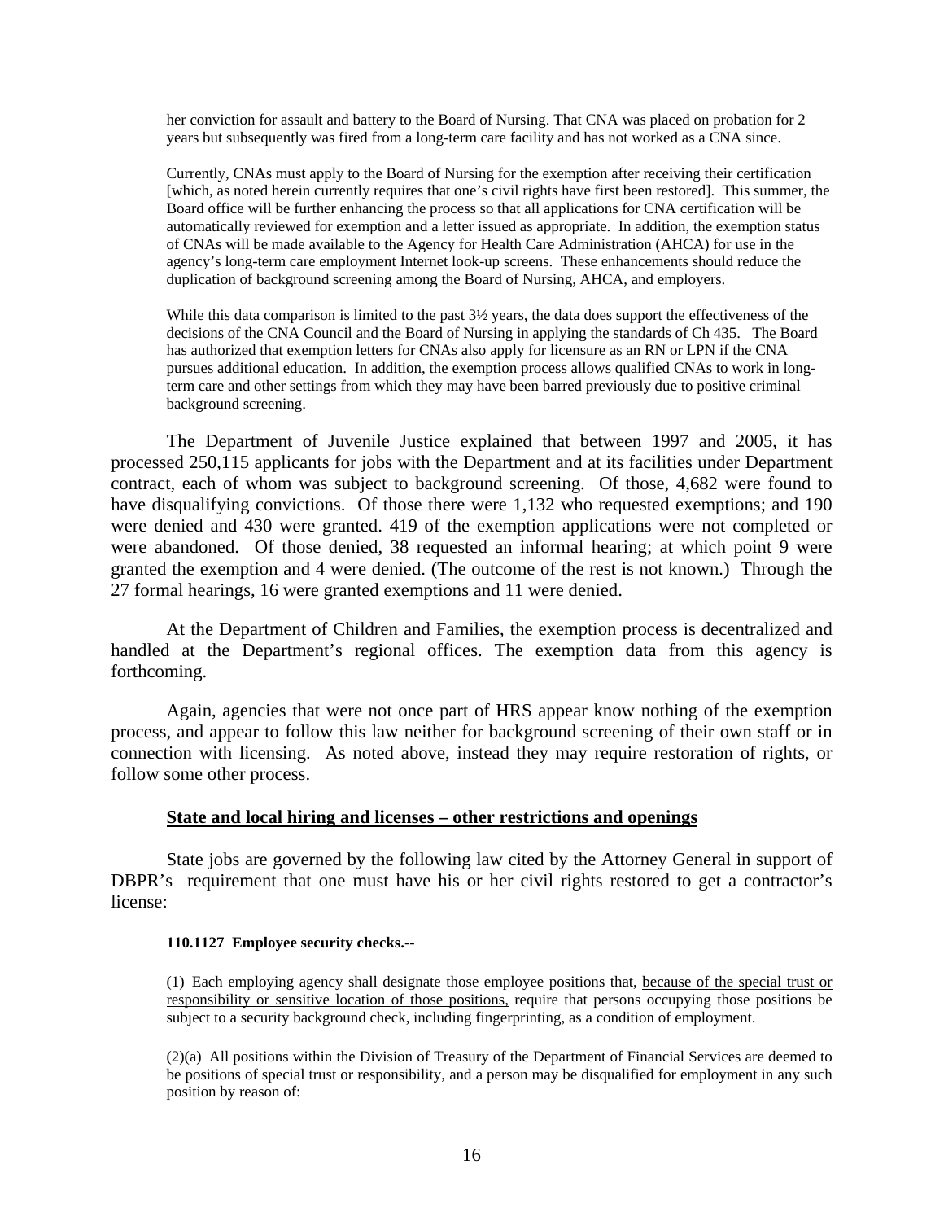her conviction for assault and battery to the Board of Nursing. That CNA was placed on probation for 2 years but subsequently was fired from a long-term care facility and has not worked as a CNA since.

Currently, CNAs must apply to the Board of Nursing for the exemption after receiving their certification [which, as noted herein currently requires that one's civil rights have first been restored]. This summer, the Board office will be further enhancing the process so that all applications for CNA certification will be automatically reviewed for exemption and a letter issued as appropriate. In addition, the exemption status of CNAs will be made available to the Agency for Health Care Administration (AHCA) for use in the agency's long-term care employment Internet look-up screens. These enhancements should reduce the duplication of background screening among the Board of Nursing, AHCA, and employers.

While this data comparison is limited to the past 3½ years, the data does support the effectiveness of the decisions of the CNA Council and the Board of Nursing in applying the standards of Ch 435. The Board has authorized that exemption letters for CNAs also apply for licensure as an RN or LPN if the CNA pursues additional education. In addition, the exemption process allows qualified CNAs to work in long-term care and other settings from which they may have been barred previously due to positive criminal background screening.

The Department of Juvenile Justice explained that between 1997 and 2005, it has processed 250,115 applicants for jobs with the Department and at its facilities under Department contract, each of whom was subject to background screening. Of those, 4,682 were found to have disqualifying convictions. Of those there were 1,132 who requested exemptions; and 190 were denied and 430 were granted. 419 of the exemption applications were not completed or were abandoned. Of those denied, 38 requested an informal hearing; at which point 9 were granted the exemption and 4 were denied. (The outcome of the rest is not known.) Through the 27 formal hearings, 16 were granted exemptions and 11 were denied.

At the Department of Children and Families, the exemption process is decentralized and handled at the Department's regional offices. The exemption data from this agency is forthcoming.

Again, agencies that were not once part of HRS appear know nothing of the exemption process, and appear to follow this law neither for background screening of their own staff or in connection with licensing. As noted above, instead they may require restoration of rights, or follow some other process.

<u>**State and local hiring and licenses – other restrictions and openings**</u>

State jobs are governed by the following law cited by the Attorney General in support of DBPR's requirement that one must have his or her civil rights restored to get a contractor's license:

**110.1127 Employee security checks.**--

(1) Each employing agency shall designate those employee positions that, <u>because of the special trust or responsibility or sensitive location of those positions,</u> require that persons occupying those positions be subject to a security background check, including fingerprinting, as a condition of employment.

(2)(a) All positions within the Division of Treasury of the Department of Financial Services are deemed to be positions of special trust or responsibility, and a person may be disqualified for employment in any such position by reason of: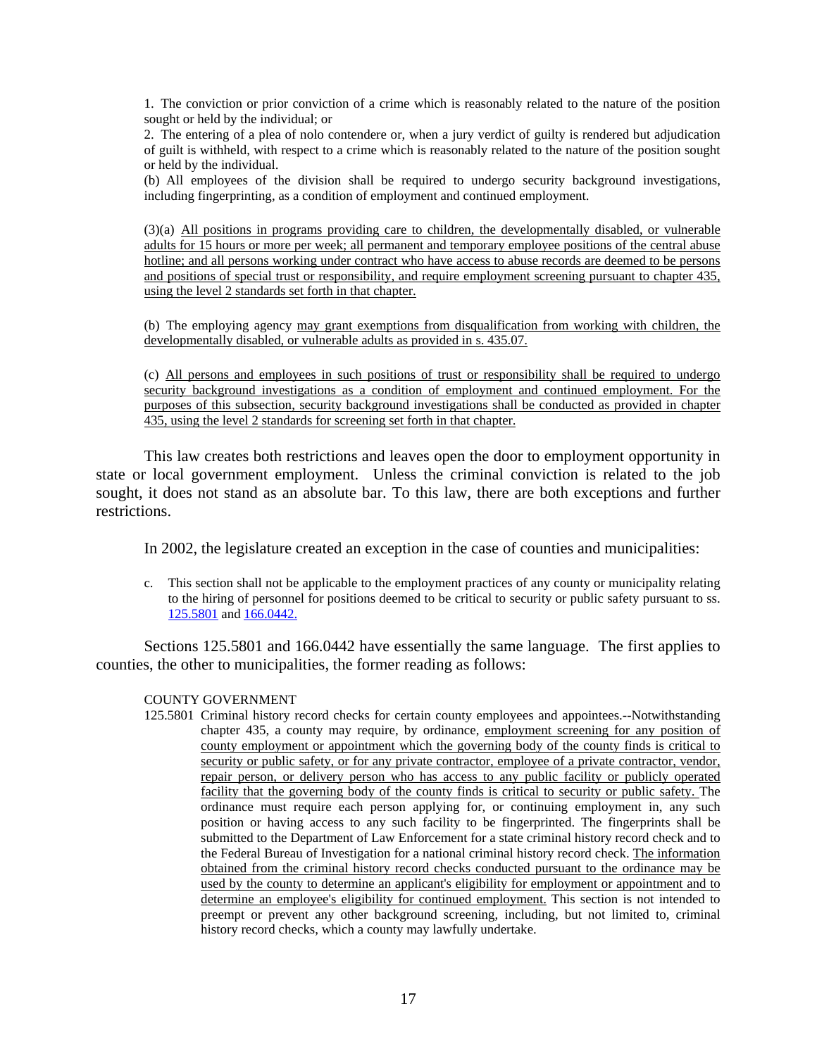1. The conviction or prior conviction of a crime which is reasonably related to the nature of the position sought or held by the individual; or

2. The entering of a plea of nolo contendere or, when a jury verdict of guilty is rendered but adjudication of guilt is withheld, with respect to a crime which is reasonably related to the nature of the position sought or held by the individual.

(b) All employees of the division shall be required to undergo security background investigations, including fingerprinting, as a condition of employment and continued employment.

(3)(a) All positions in programs providing care to children, the developmentally disabled, or vulnerable adults for 15 hours or more per week; all permanent and temporary employee positions of the central abuse hotline; and all persons working under contract who have access to abuse records are deemed to be persons and positions of special trust or responsibility, and require employment screening pursuant to chapter 435, using the level 2 standards set forth in that chapter.

(b) The employing agency may grant exemptions from disqualification from working with children, the developmentally disabled, or vulnerable adults as provided in s. 435.07.

(c) All persons and employees in such positions of trust or responsibility shall be required to undergo security background investigations as a condition of employment and continued employment. For the purposes of this subsection, security background investigations shall be conducted as provided in chapter 435, using the level 2 standards for screening set forth in that chapter.

This law creates both restrictions and leaves open the door to employment opportunity in state or local government employment. Unless the criminal conviction is related to the job sought, it does not stand as an absolute bar. To this law, there are both exceptions and further restrictions.

In 2002, the legislature created an exception in the case of counties and municipalities:

c. This section shall not be applicable to the employment practices of any county or municipality relating to the hiring of personnel for positions deemed to be critical to security or public safety pursuant to ss. 125.5801 and 166.0442.

Sections 125.5801 and 166.0442 have essentially the same language. The first applies to counties, the other to municipalities, the former reading as follows:

COUNTY GOVERNMENT

125.5801 Criminal history record checks for certain county employees and appointees.--Notwithstanding chapter 435, a county may require, by ordinance, employment screening for any position of county employment or appointment which the governing body of the county finds is critical to security or public safety, or for any private contractor, employee of a private contractor, vendor, repair person, or delivery person who has access to any public facility or publicly operated facility that the governing body of the county finds is critical to security or public safety. The ordinance must require each person applying for, or continuing employment in, any such position or having access to any such facility to be fingerprinted. The fingerprints shall be submitted to the Department of Law Enforcement for a state criminal history record check and to the Federal Bureau of Investigation for a national criminal history record check. The information obtained from the criminal history record checks conducted pursuant to the ordinance may be used by the county to determine an applicant's eligibility for employment or appointment and to determine an employee's eligibility for continued employment. This section is not intended to preempt or prevent any other background screening, including, but not limited to, criminal history record checks, which a county may lawfully undertake.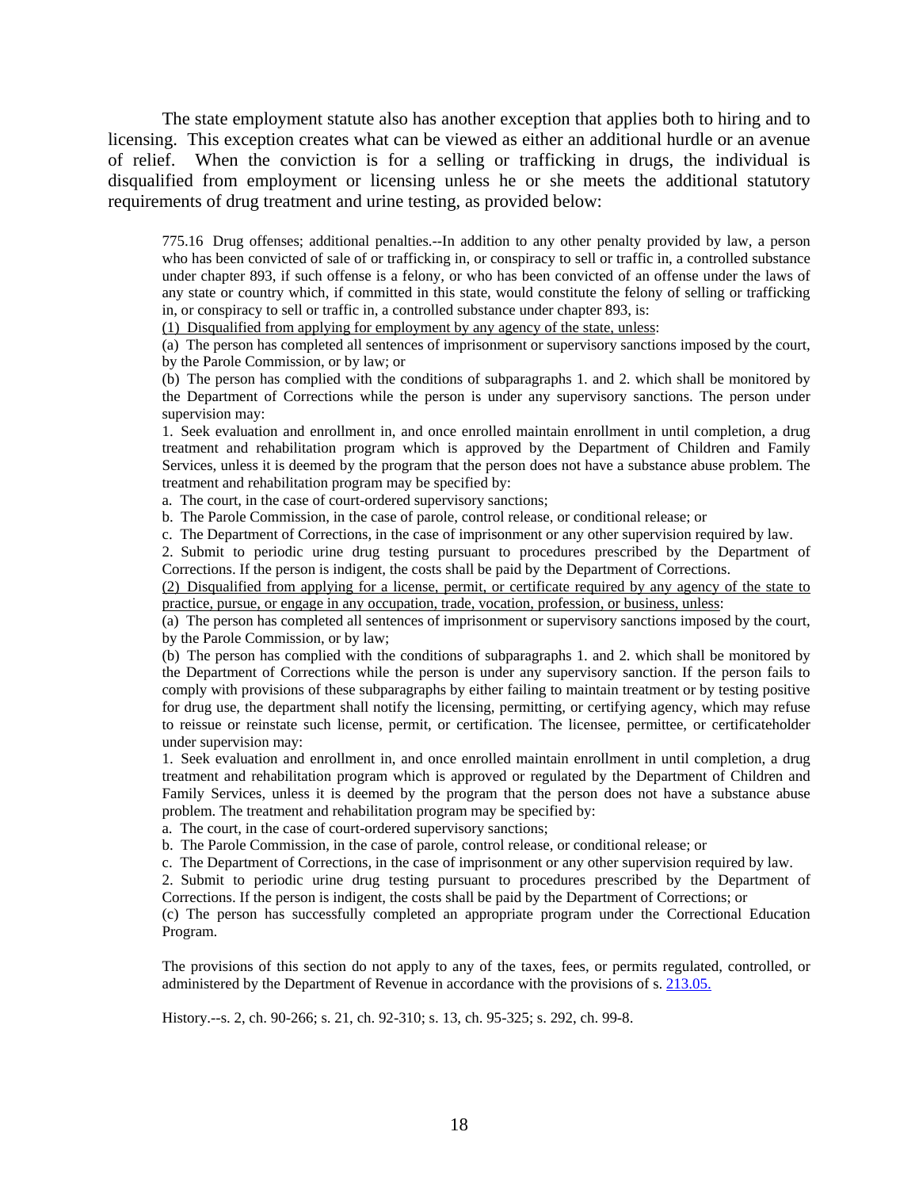The state employment statute also has another exception that applies both to hiring and to licensing. This exception creates what can be viewed as either an additional hurdle or an avenue of relief. When the conviction is for a selling or trafficking in drugs, the individual is disqualified from employment or licensing unless he or she meets the additional statutory requirements of drug treatment and urine testing, as provided below:

> 775.16 Drug offenses; additional penalties.--In addition to any other penalty provided by law, a person who has been convicted of sale of or trafficking in, or conspiracy to sell or traffic in, a controlled substance under chapter 893, if such offense is a felony, or who has been convicted of an offense under the laws of any state or country which, if committed in this state, would constitute the felony of selling or trafficking in, or conspiracy to sell or traffic in, a controlled substance under chapter 893, is:
>
> <u>(1) Disqualified from applying for employment by any agency of the state, unless</u>:
>
> (a) The person has completed all sentences of imprisonment or supervisory sanctions imposed by the court, by the Parole Commission, or by law; or
>
> (b) The person has complied with the conditions of subparagraphs 1. and 2. which shall be monitored by the Department of Corrections while the person is under any supervisory sanctions. The person under supervision may:
>
> 1. Seek evaluation and enrollment in, and once enrolled maintain enrollment in until completion, a drug treatment and rehabilitation program which is approved by the Department of Children and Family Services, unless it is deemed by the program that the person does not have a substance abuse problem. The treatment and rehabilitation program may be specified by:
>
> a. The court, in the case of court-ordered supervisory sanctions;
>
> b. The Parole Commission, in the case of parole, control release, or conditional release; or
>
> c. The Department of Corrections, in the case of imprisonment or any other supervision required by law.
>
> 2. Submit to periodic urine drug testing pursuant to procedures prescribed by the Department of Corrections. If the person is indigent, the costs shall be paid by the Department of Corrections.
>
> <u>(2) Disqualified from applying for a license, permit, or certificate required by any agency of the state to practice, pursue, or engage in any occupation, trade, vocation, profession, or business, unless</u>:
>
> (a) The person has completed all sentences of imprisonment or supervisory sanctions imposed by the court, by the Parole Commission, or by law;
>
> (b) The person has complied with the conditions of subparagraphs 1. and 2. which shall be monitored by the Department of Corrections while the person is under any supervisory sanction. If the person fails to comply with provisions of these subparagraphs by either failing to maintain treatment or by testing positive for drug use, the department shall notify the licensing, permitting, or certifying agency, which may refuse to reissue or reinstate such license, permit, or certification. The licensee, permittee, or certificateholder under supervision may:
>
> 1. Seek evaluation and enrollment in, and once enrolled maintain enrollment in until completion, a drug treatment and rehabilitation program which is approved or regulated by the Department of Children and Family Services, unless it is deemed by the program that the person does not have a substance abuse problem. The treatment and rehabilitation program may be specified by:
>
> a. The court, in the case of court-ordered supervisory sanctions;
>
> b. The Parole Commission, in the case of parole, control release, or conditional release; or
>
> c. The Department of Corrections, in the case of imprisonment or any other supervision required by law.
>
> 2. Submit to periodic urine drug testing pursuant to procedures prescribed by the Department of Corrections. If the person is indigent, the costs shall be paid by the Department of Corrections; or
>
> (c) The person has successfully completed an appropriate program under the Correctional Education Program.
>
> The provisions of this section do not apply to any of the taxes, fees, or permits regulated, controlled, or administered by the Department of Revenue in accordance with the provisions of s. 213.05.
>
> History.--s. 2, ch. 90-266; s. 21, ch. 92-310; s. 13, ch. 95-325; s. 292, ch. 99-8.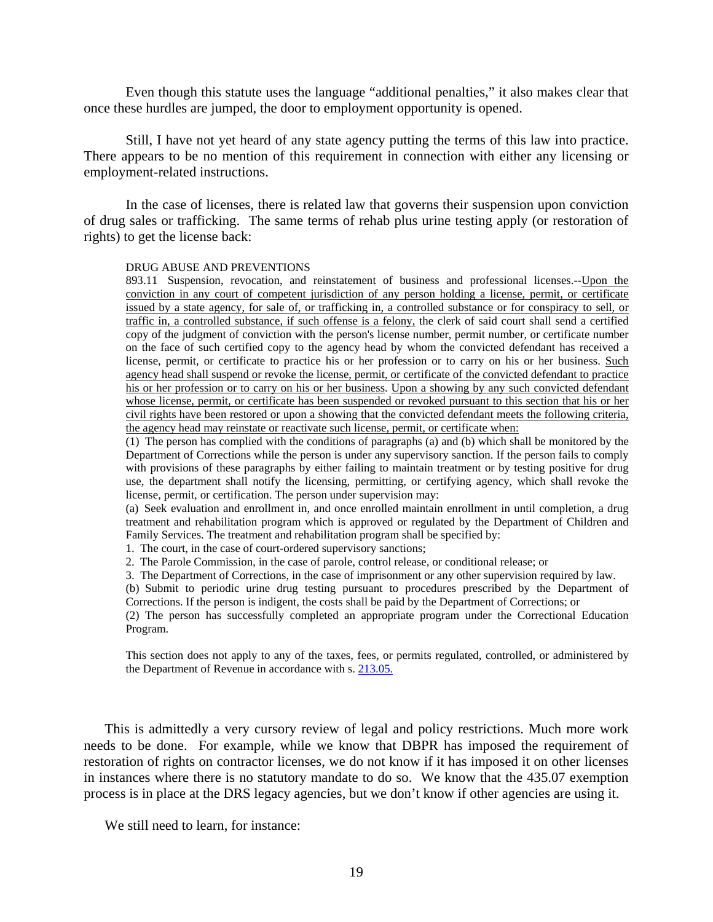Even though this statute uses the language "additional penalties," it also makes clear that once these hurdles are jumped, the door to employment opportunity is opened.

Still, I have not yet heard of any state agency putting the terms of this law into practice. There appears to be no mention of this requirement in connection with either any licensing or employment-related instructions.

In the case of licenses, there is related law that governs their suspension upon conviction of drug sales or trafficking. The same terms of rehab plus urine testing apply (or restoration of rights) to get the license back:

> DRUG ABUSE AND PREVENTIONS
>
> 893.11 Suspension, revocation, and reinstatement of business and professional licenses.--Upon the conviction in any court of competent jurisdiction of any person holding a license, permit, or certificate issued by a state agency, for sale of, or trafficking in, a controlled substance or for conspiracy to sell, or traffic in, a controlled substance, if such offense is a felony, the clerk of said court shall send a certified copy of the judgment of conviction with the person's license number, permit number, or certificate number on the face of such certified copy to the agency head by whom the convicted defendant has received a license, permit, or certificate to practice his or her profession or to carry on his or her business. Such agency head shall suspend or revoke the license, permit, or certificate of the convicted defendant to practice his or her profession or to carry on his or her business. Upon a showing by any such convicted defendant whose license, permit, or certificate has been suspended or revoked pursuant to this section that his or her civil rights have been restored or upon a showing that the convicted defendant meets the following criteria, the agency head may reinstate or reactivate such license, permit, or certificate when:
>
> (1) The person has complied with the conditions of paragraphs (a) and (b) which shall be monitored by the Department of Corrections while the person is under any supervisory sanction. If the person fails to comply with provisions of these paragraphs by either failing to maintain treatment or by testing positive for drug use, the department shall notify the licensing, permitting, or certifying agency, which shall revoke the license, permit, or certification. The person under supervision may:
>
> (a) Seek evaluation and enrollment in, and once enrolled maintain enrollment in until completion, a drug treatment and rehabilitation program which is approved or regulated by the Department of Children and Family Services. The treatment and rehabilitation program shall be specified by:
>
> 1. The court, in the case of court-ordered supervisory sanctions;
> 2. The Parole Commission, in the case of parole, control release, or conditional release; or
> 3. The Department of Corrections, in the case of imprisonment or any other supervision required by law.
>
> (b) Submit to periodic urine drug testing pursuant to procedures prescribed by the Department of Corrections. If the person is indigent, the costs shall be paid by the Department of Corrections; or
>
> (2) The person has successfully completed an appropriate program under the Correctional Education Program.
>
> This section does not apply to any of the taxes, fees, or permits regulated, controlled, or administered by the Department of Revenue in accordance with s. 213.05.

This is admittedly a very cursory review of legal and policy restrictions. Much more work needs to be done. For example, while we know that DBPR has imposed the requirement of restoration of rights on contractor licenses, we do not know if it has imposed it on other licenses in instances where there is no statutory mandate to do so. We know that the 435.07 exemption process is in place at the DRS legacy agencies, but we don't know if other agencies are using it.

We still need to learn, for instance: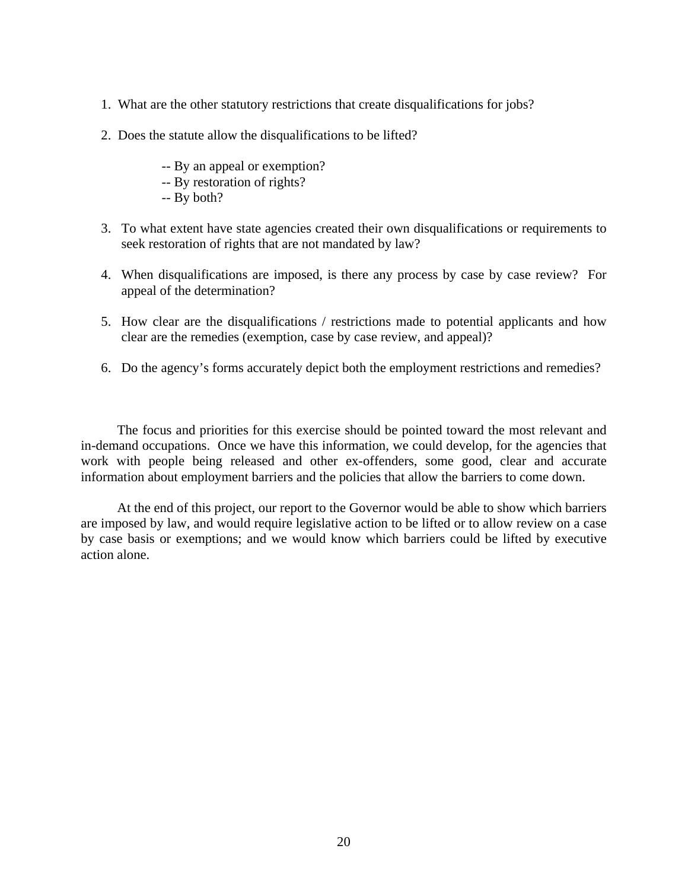1. What are the other statutory restrictions that create disqualifications for jobs?

2. Does the statute allow the disqualifications to be lifted?

   -- By an appeal or exemption?
   -- By restoration of rights?
   -- By both?

3. To what extent have state agencies created their own disqualifications or requirements to seek restoration of rights that are not mandated by law?

4. When disqualifications are imposed, is there any process by case by case review? For appeal of the determination?

5. How clear are the disqualifications / restrictions made to potential applicants and how clear are the remedies (exemption, case by case review, and appeal)?

6. Do the agency's forms accurately depict both the employment restrictions and remedies?

The focus and priorities for this exercise should be pointed toward the most relevant and in-demand occupations. Once we have this information, we could develop, for the agencies that work with people being released and other ex-offenders, some good, clear and accurate information about employment barriers and the policies that allow the barriers to come down.

At the end of this project, our report to the Governor would be able to show which barriers are imposed by law, and would require legislative action to be lifted or to allow review on a case by case basis or exemptions; and we would know which barriers could be lifted by executive action alone.